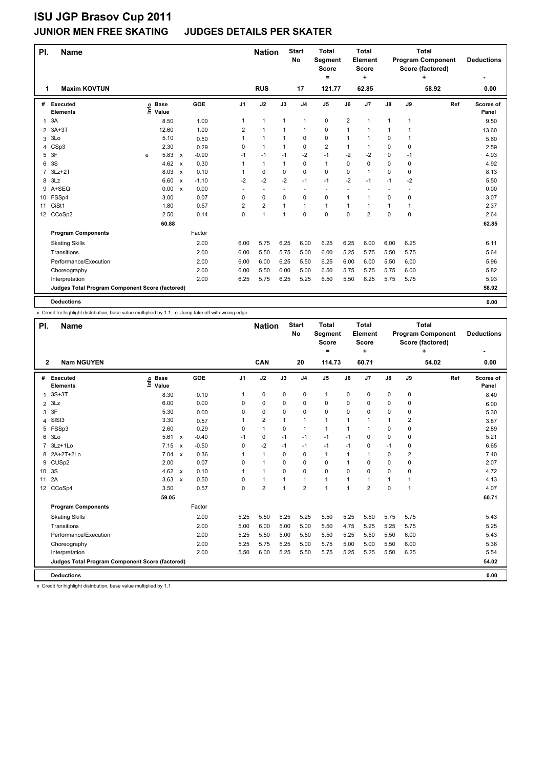# ISU JGP Brasov Cup 2011

## JUNIOR MEN FREE SKATING JUDGES DETAILS PER SKATER

| Pl. | Name | Nation | Start No | Total Segment Score = | Total Element Score + | Total Program Component Score (factored) + | Deductions - |
|---|---|---|---|---|---|---|---|
| 1 | Maxim KOVTUN | RUS | 17 | 121.77 | 62.85 | 58.92 | 0.00 |

| # | Executed Elements | Info | Base Value | | GOE | J1 | J2 | J3 | J4 | J5 | J6 | J7 | J8 | J9 | Ref | Scores of Panel |
|---|---|---|---|---|---|---|---|---|---|---|---|---|---|---|---|---|
| 1 | 3A | | 8.50 | | 1.00 | 1 | 1 | 1 | 1 | 0 | 2 | 1 | 1 | 1 | | 9.50 |
| 2 | 3A+3T | | 12.60 | | 1.00 | 2 | 1 | 1 | 1 | 0 | 1 | 1 | 1 | 1 | | 13.60 |
| 3 | 3Lo | | 5.10 | | 0.50 | 1 | 1 | 1 | 0 | 0 | 1 | 1 | 0 | 1 | | 5.60 |
| 4 | CSp3 | | 2.30 | | 0.29 | 0 | 1 | 1 | 0 | 2 | 1 | 1 | 0 | 0 | | 2.59 |
| 5 | 3F | e | 5.83 | x | -0.90 | -1 | -1 | -1 | -2 | -1 | -2 | -2 | 0 | -1 | | 4.93 |
| 6 | 3S | | 4.62 | x | 0.30 | 1 | 1 | 1 | 0 | 1 | 0 | 0 | 0 | 0 | | 4.92 |
| 7 | 3Lz+2T | | 8.03 | x | 0.10 | 1 | 0 | 0 | 0 | 0 | 0 | 1 | 0 | 0 | | 8.13 |
| 8 | 3Lz | | 6.60 | x | -1.10 | -2 | -2 | -2 | -1 | -1 | -2 | -1 | -1 | -2 | | 5.50 |
| 9 | A+SEQ | | 0.00 | x | 0.00 | - | - | - | - | - | - | - | - | - | | 0.00 |
| 10 | FSSp4 | | 3.00 | | 0.07 | 0 | 0 | 0 | 0 | 0 | 1 | 1 | 0 | 0 | | 3.07 |
| 11 | CiSt1 | | 1.80 | | 0.57 | 2 | 2 | 1 | 1 | 1 | 1 | 1 | 1 | 1 | | 2.37 |
| 12 | CCoSp2 | | 2.50 | | 0.14 | 0 | 1 | 1 | 0 | 0 | 0 | 2 | 0 | 0 | | 2.64 |
| | | | 60.88 | | | | | | | | | | | | | 62.85 |
| | **Program Components** | | | | Factor | | | | | | | | | | | |
| | Skating Skills | | | | 2.00 | 6.00 | 5.75 | 6.25 | 6.00 | 6.25 | 6.25 | 6.00 | 6.00 | 6.25 | | 6.11 |
| | Transitions | | | | 2.00 | 6.00 | 5.50 | 5.75 | 5.00 | 6.00 | 5.25 | 5.75 | 5.50 | 5.75 | | 5.64 |
| | Performance/Execution | | | | 2.00 | 6.00 | 6.00 | 6.25 | 5.50 | 6.25 | 6.00 | 6.00 | 5.50 | 6.00 | | 5.96 |
| | Choreography | | | | 2.00 | 6.00 | 5.50 | 6.00 | 5.00 | 6.50 | 5.75 | 5.75 | 5.75 | 6.00 | | 5.82 |
| | Interpretation | | | | 2.00 | 6.25 | 5.75 | 6.25 | 5.25 | 6.50 | 5.50 | 6.25 | 5.75 | 5.75 | | 5.93 |
| | **Judges Total Program Component Score (factored)** | | | | | | | | | | | | | | | 58.92 |
| | **Deductions** | | | | | | | | | | | | | | | 0.00 |

x Credit for highlight distribution, base value multiplied by 1.1 e Jump take off with wrong edge

| Pl. | Name | Nation | Start No | Total Segment Score = | Total Element Score + | Total Program Component Score (factored) + | Deductions - |
|---|---|---|---|---|---|---|---|
| 2 | Nam NGUYEN | CAN | 20 | 114.73 | 60.71 | 54.02 | 0.00 |

| # | Executed Elements | Info | Base Value | | GOE | J1 | J2 | J3 | J4 | J5 | J6 | J7 | J8 | J9 | Ref | Scores of Panel |
|---|---|---|---|---|---|---|---|---|---|---|---|---|---|---|---|---|
| 1 | 3S+3T | | 8.30 | | 0.10 | 1 | 0 | 0 | 0 | 1 | 0 | 0 | 0 | 0 | | 8.40 |
| 2 | 3Lz | | 6.00 | | 0.00 | 0 | 0 | 0 | 0 | 0 | 0 | 0 | 0 | 0 | | 6.00 |
| 3 | 3F | | 5.30 | | 0.00 | 0 | 0 | 0 | 0 | 0 | 0 | 0 | 0 | 0 | | 5.30 |
| 4 | SlSt3 | | 3.30 | | 0.57 | 1 | 2 | 1 | 1 | 1 | 1 | 1 | 1 | 2 | | 3.87 |
| 5 | FSSp3 | | 2.60 | | 0.29 | 0 | 1 | 0 | 1 | 1 | 1 | 1 | 0 | 0 | | 2.89 |
| 6 | 3Lo | | 5.61 | x | -0.40 | -1 | 0 | -1 | -1 | -1 | -1 | 0 | 0 | 0 | | 5.21 |
| 7 | 3Lz+1Lo | | 7.15 | x | -0.50 | 0 | -2 | -1 | -1 | -1 | -1 | 0 | -1 | 0 | | 6.65 |
| 8 | 2A+2T+2Lo | | 7.04 | x | 0.36 | 1 | 1 | 0 | 0 | 1 | 1 | 1 | 0 | 2 | | 7.40 |
| 9 | CUSp2 | | 2.00 | | 0.07 | 0 | 1 | 0 | 0 | 0 | 1 | 0 | 0 | 0 | | 2.07 |
| 10 | 3S | | 4.62 | x | 0.10 | 1 | 1 | 0 | 0 | 0 | 0 | 0 | 0 | 0 | | 4.72 |
| 11 | 2A | | 3.63 | x | 0.50 | 0 | 1 | 1 | 1 | 1 | 1 | 1 | 1 | 1 | | 4.13 |
| 12 | CCoSp4 | | 3.50 | | 0.57 | 0 | 2 | 1 | 2 | 1 | 1 | 2 | 0 | 1 | | 4.07 |
| | | | 59.05 | | | | | | | | | | | | | 60.71 |
| | **Program Components** | | | | Factor | | | | | | | | | | | |
| | Skating Skills | | | | 2.00 | 5.25 | 5.50 | 5.25 | 5.25 | 5.50 | 5.25 | 5.50 | 5.75 | 5.75 | | 5.43 |
| | Transitions | | | | 2.00 | 5.00 | 6.00 | 5.00 | 5.00 | 5.50 | 4.75 | 5.25 | 5.25 | 5.75 | | 5.25 |
| | Performance/Execution | | | | 2.00 | 5.25 | 5.50 | 5.00 | 5.50 | 5.50 | 5.25 | 5.50 | 5.50 | 6.00 | | 5.43 |
| | Choreography | | | | 2.00 | 5.25 | 5.75 | 5.25 | 5.00 | 5.75 | 5.00 | 5.00 | 5.50 | 6.00 | | 5.36 |
| | Interpretation | | | | 2.00 | 5.50 | 6.00 | 5.25 | 5.50 | 5.75 | 5.25 | 5.25 | 5.50 | 6.25 | | 5.54 |
| | **Judges Total Program Component Score (factored)** | | | | | | | | | | | | | | | 54.02 |
| | **Deductions** | | | | | | | | | | | | | | | 0.00 |

x Credit for highlight distribution, base value multiplied by 1.1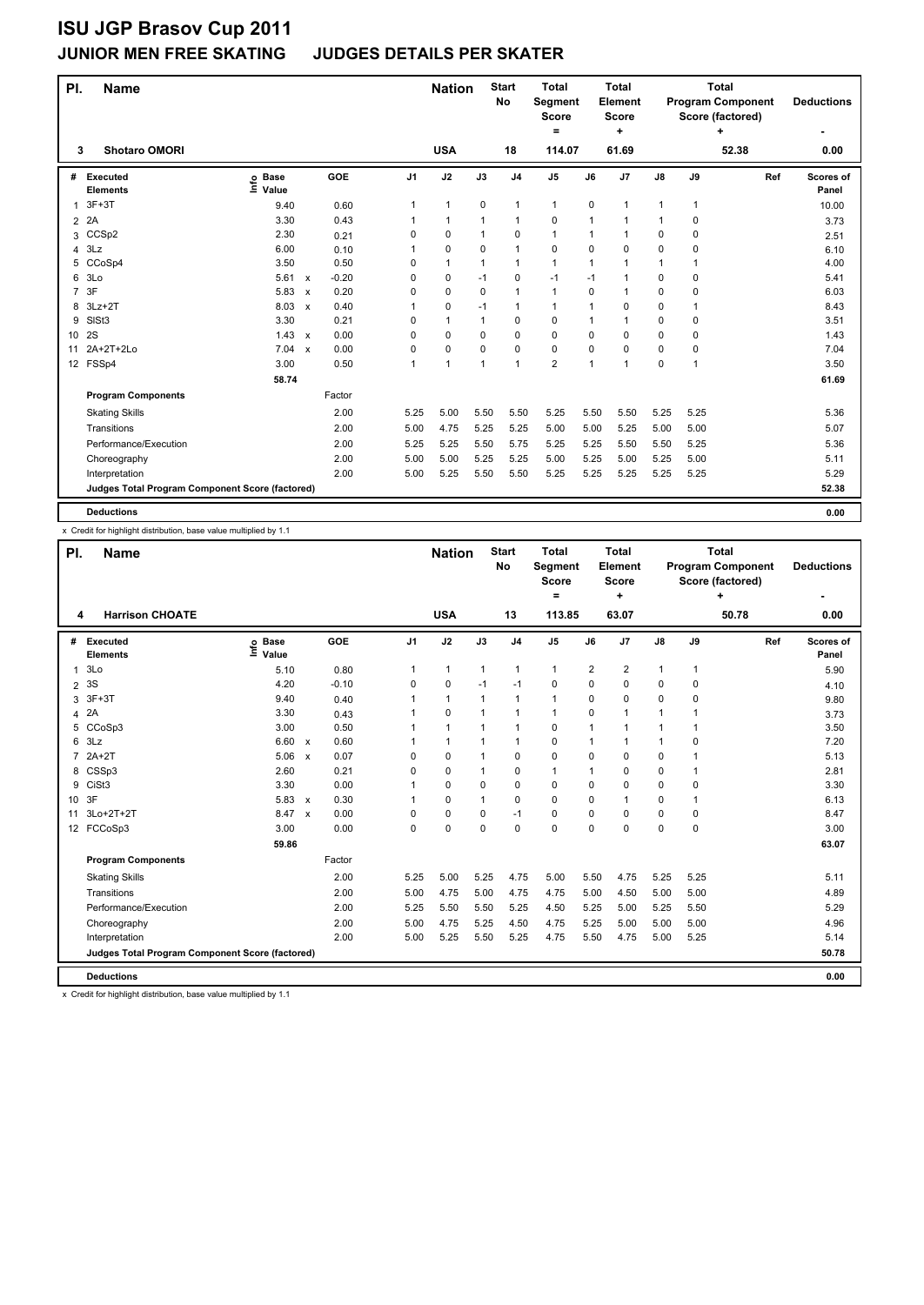# ISU JGP Brasov Cup 2011

## JUNIOR MEN FREE SKATING JUDGES DETAILS PER SKATER

| Pl. | Name | Nation | Start No | Total Segment Score = | Total Element Score + | Total Program Component Score (factored) + | Deductions - |
|---|---|---|---|---|---|---|---|
| 3 | Shotaro OMORI | USA | 18 | 114.07 | 61.69 | 52.38 | 0.00 |

| # | Executed Elements | Info | Base Value | | GOE | J1 | J2 | J3 | J4 | J5 | J6 | J7 | J8 | J9 | Ref | Scores of Panel |
|---|---|---|---|---|---|---|---|---|---|---|---|---|---|---|---|---|
| 1 | 3F+3T | | 9.40 | | 0.60 | 1 | 1 | 0 | 1 | 1 | 0 | 1 | 1 | 1 | | 10.00 |
| 2 | 2A | | 3.30 | | 0.43 | 1 | 1 | 1 | 1 | 0 | 1 | 1 | 1 | 0 | | 3.73 |
| 3 | CCSp2 | | 2.30 | | 0.21 | 0 | 0 | 1 | 0 | 1 | 1 | 1 | 0 | 0 | | 2.51 |
| 4 | 3Lz | | 6.00 | | 0.10 | 1 | 0 | 0 | 1 | 0 | 0 | 0 | 0 | 0 | | 6.10 |
| 5 | CCoSp4 | | 3.50 | | 0.50 | 0 | 1 | 1 | 1 | 1 | 1 | 1 | 1 | 1 | | 4.00 |
| 6 | 3Lo | | 5.61 | x | -0.20 | 0 | 0 | -1 | 0 | -1 | -1 | 1 | 0 | 0 | | 5.41 |
| 7 | 3F | | 5.83 | x | 0.20 | 0 | 0 | 0 | 1 | 1 | 0 | 1 | 0 | 0 | | 6.03 |
| 8 | 3Lz+2T | | 8.03 | x | 0.40 | 1 | 0 | -1 | 1 | 1 | 1 | 0 | 0 | 1 | | 8.43 |
| 9 | SlSt3 | | 3.30 | | 0.21 | 0 | 1 | 1 | 0 | 0 | 1 | 1 | 0 | 0 | | 3.51 |
| 10 | 2S | | 1.43 | x | 0.00 | 0 | 0 | 0 | 0 | 0 | 0 | 0 | 0 | 0 | | 1.43 |
| 11 | 2A+2T+2Lo | | 7.04 | x | 0.00 | 0 | 0 | 0 | 0 | 0 | 0 | 0 | 0 | 0 | | 7.04 |
| 12 | FSSp4 | | 3.00 | | 0.50 | 1 | 1 | 1 | 1 | 2 | 1 | 1 | 0 | 1 | | 3.50 |
| | | | 58.74 | | | | | | | | | | | | | 61.69 |

| Program Components | Factor | J1 | J2 | J3 | J4 | J5 | J6 | J7 | J8 | J9 | Score |
|---|---|---|---|---|---|---|---|---|---|---|---|
| Skating Skills | 2.00 | 5.25 | 5.00 | 5.50 | 5.50 | 5.25 | 5.50 | 5.50 | 5.25 | 5.25 | 5.36 |
| Transitions | 2.00 | 5.00 | 4.75 | 5.25 | 5.25 | 5.00 | 5.00 | 5.25 | 5.00 | 5.00 | 5.07 |
| Performance/Execution | 2.00 | 5.25 | 5.25 | 5.50 | 5.75 | 5.25 | 5.25 | 5.50 | 5.50 | 5.25 | 5.36 |
| Choreography | 2.00 | 5.00 | 5.00 | 5.25 | 5.25 | 5.00 | 5.25 | 5.00 | 5.25 | 5.00 | 5.11 |
| Interpretation | 2.00 | 5.00 | 5.25 | 5.50 | 5.50 | 5.25 | 5.25 | 5.25 | 5.25 | 5.25 | 5.29 |
| Judges Total Program Component Score (factored) | | | | | | | | | | | 52.38 |
| Deductions | | | | | | | | | | | 0.00 |

x Credit for highlight distribution, base value multiplied by 1.1

| Pl. | Name | Nation | Start No | Total Segment Score = | Total Element Score + | Total Program Component Score (factored) + | Deductions - |
|---|---|---|---|---|---|---|---|
| 4 | Harrison CHOATE | USA | 13 | 113.85 | 63.07 | 50.78 | 0.00 |

| # | Executed Elements | Info | Base Value | | GOE | J1 | J2 | J3 | J4 | J5 | J6 | J7 | J8 | J9 | Ref | Scores of Panel |
|---|---|---|---|---|---|---|---|---|---|---|---|---|---|---|---|---|
| 1 | 3Lo | | 5.10 | | 0.80 | 1 | 1 | 1 | 1 | 1 | 2 | 2 | 1 | 1 | | 5.90 |
| 2 | 3S | | 4.20 | | -0.10 | 0 | 0 | -1 | -1 | 0 | 0 | 0 | 0 | 0 | | 4.10 |
| 3 | 3F+3T | | 9.40 | | 0.40 | 1 | 1 | 1 | 1 | 1 | 0 | 0 | 0 | 0 | | 9.80 |
| 4 | 2A | | 3.30 | | 0.43 | 1 | 0 | 1 | 1 | 1 | 0 | 1 | 1 | 1 | | 3.73 |
| 5 | CCoSp3 | | 3.00 | | 0.50 | 1 | 1 | 1 | 1 | 0 | 1 | 1 | 1 | 1 | | 3.50 |
| 6 | 3Lz | | 6.60 | x | 0.60 | 1 | 1 | 1 | 1 | 0 | 1 | 1 | 1 | 0 | | 7.20 |
| 7 | 2A+2T | | 5.06 | x | 0.07 | 0 | 0 | 1 | 0 | 0 | 0 | 0 | 0 | 1 | | 5.13 |
| 8 | CSSp3 | | 2.60 | | 0.21 | 0 | 0 | 1 | 0 | 1 | 1 | 0 | 0 | 1 | | 2.81 |
| 9 | CiSt3 | | 3.30 | | 0.00 | 1 | 0 | 0 | 0 | 0 | 0 | 0 | 0 | 0 | | 3.30 |
| 10 | 3F | | 5.83 | x | 0.30 | 1 | 0 | 1 | 0 | 0 | 0 | 1 | 0 | 1 | | 6.13 |
| 11 | 3Lo+2T+2T | | 8.47 | x | 0.00 | 0 | 0 | 0 | -1 | 0 | 0 | 0 | 0 | 0 | | 8.47 |
| 12 | FCCoSp3 | | 3.00 | | 0.00 | 0 | 0 | 0 | 0 | 0 | 0 | 0 | 0 | 0 | | 3.00 |
| | | | 59.86 | | | | | | | | | | | | | 63.07 |

| Program Components | Factor | J1 | J2 | J3 | J4 | J5 | J6 | J7 | J8 | J9 | Score |
|---|---|---|---|---|---|---|---|---|---|---|---|
| Skating Skills | 2.00 | 5.25 | 5.00 | 5.25 | 4.75 | 5.00 | 5.50 | 4.75 | 5.25 | 5.25 | 5.11 |
| Transitions | 2.00 | 5.00 | 4.75 | 5.00 | 4.75 | 4.75 | 5.00 | 4.50 | 5.00 | 5.00 | 4.89 |
| Performance/Execution | 2.00 | 5.25 | 5.50 | 5.50 | 5.25 | 4.50 | 5.25 | 5.00 | 5.25 | 5.50 | 5.29 |
| Choreography | 2.00 | 5.00 | 4.75 | 5.25 | 4.50 | 4.75 | 5.25 | 5.00 | 5.00 | 5.00 | 4.96 |
| Interpretation | 2.00 | 5.00 | 5.25 | 5.50 | 5.25 | 4.75 | 5.50 | 4.75 | 5.00 | 5.25 | 5.14 |
| Judges Total Program Component Score (factored) | | | | | | | | | | | 50.78 |
| Deductions | | | | | | | | | | | 0.00 |

x Credit for highlight distribution, base value multiplied by 1.1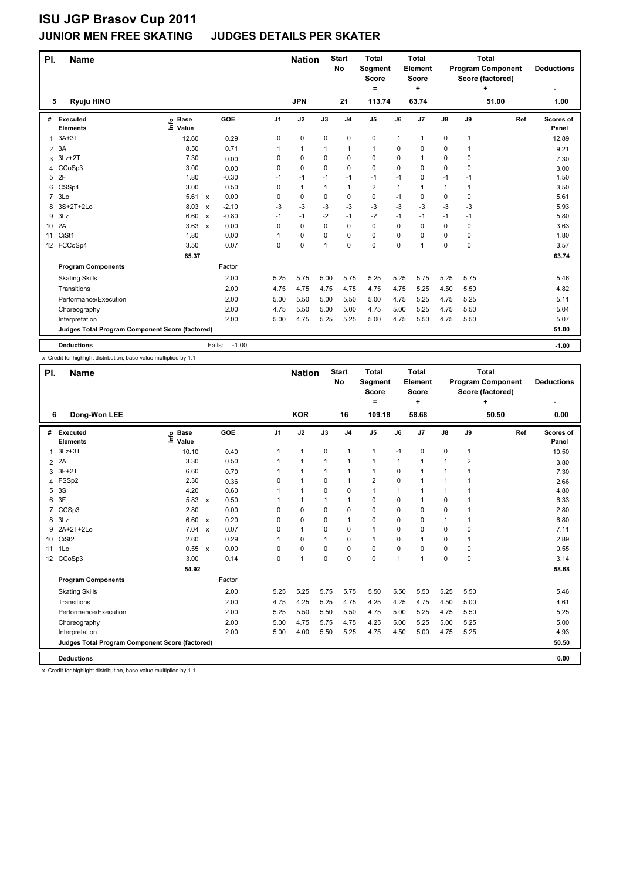# ISU JGP Brasov Cup 2011

## JUNIOR MEN FREE SKATING JUDGES DETAILS PER SKATER

| Pl. | Name | Nation | Start No | Total Segment Score = | Total Element Score + | Total Program Component Score (factored) + | Deductions - |
|---|---|---|---|---|---|---|---|
| 5 | Ryuju HINO | JPN | 21 | 113.74 | 63.74 | 51.00 | 1.00 |

| # | Executed Elements | Info | Base Value | | GOE | J1 | J2 | J3 | J4 | J5 | J6 | J7 | J8 | J9 | Ref | Scores of Panel |
|---|---|---|---|---|---|---|---|---|---|---|---|---|---|---|---|---|
| 1 | 3A+3T | | 12.60 | | 0.29 | 0 | 0 | 0 | 0 | 0 | 1 | 1 | 0 | 1 | | 12.89 |
| 2 | 3A | | 8.50 | | 0.71 | 1 | 1 | 1 | 1 | 1 | 0 | 0 | 0 | 1 | | 9.21 |
| 3 | 3Lz+2T | | 7.30 | | 0.00 | 0 | 0 | 0 | 0 | 0 | 0 | 1 | 0 | 0 | | 7.30 |
| 4 | CCoSp3 | | 3.00 | | 0.00 | 0 | 0 | 0 | 0 | 0 | 0 | 0 | 0 | 0 | | 3.00 |
| 5 | 2F | | 1.80 | | -0.30 | -1 | -1 | -1 | -1 | -1 | -1 | 0 | -1 | -1 | | 1.50 |
| 6 | CSSp4 | | 3.00 | | 0.50 | 0 | 1 | 1 | 1 | 2 | 1 | 1 | 1 | 1 | | 3.50 |
| 7 | 3Lo | | 5.61 | x | 0.00 | 0 | 0 | 0 | 0 | 0 | -1 | 0 | 0 | 0 | | 5.61 |
| 8 | 3S+2T+2Lo | | 8.03 | x | -2.10 | -3 | -3 | -3 | -3 | -3 | -3 | -3 | -3 | -3 | | 5.93 |
| 9 | 3Lz | | 6.60 | x | -0.80 | -1 | -1 | -2 | -1 | -2 | -1 | -1 | -1 | -1 | | 5.80 |
| 10 | 2A | | 3.63 | x | 0.00 | 0 | 0 | 0 | 0 | 0 | 0 | 0 | 0 | 0 | | 3.63 |
| 11 | CiSt1 | | 1.80 | | 0.00 | 1 | 0 | 0 | 0 | 0 | 0 | 0 | 0 | 0 | | 1.80 |
| 12 | FCCoSp4 | | 3.50 | | 0.07 | 0 | 0 | 1 | 0 | 0 | 0 | 1 | 0 | 0 | | 3.57 |
| | | | 65.37 | | | | | | | | | | | | | 63.74 |
| | **Program Components** | | | | Factor | | | | | | | | | | | |
| | Skating Skills | | | | 2.00 | 5.25 | 5.75 | 5.00 | 5.75 | 5.25 | 5.25 | 5.75 | 5.25 | 5.75 | | 5.46 |
| | Transitions | | | | 2.00 | 4.75 | 4.75 | 4.75 | 4.75 | 4.75 | 4.75 | 5.25 | 4.50 | 5.50 | | 4.82 |
| | Performance/Execution | | | | 2.00 | 5.00 | 5.50 | 5.00 | 5.50 | 5.00 | 4.75 | 5.25 | 4.75 | 5.25 | | 5.11 |
| | Choreography | | | | 2.00 | 4.75 | 5.50 | 5.00 | 5.00 | 4.75 | 5.00 | 5.25 | 4.75 | 5.50 | | 5.04 |
| | Interpretation | | | | 2.00 | 5.00 | 4.75 | 5.25 | 5.25 | 5.00 | 4.75 | 5.50 | 4.75 | 5.50 | | 5.07 |
| | **Judges Total Program Component Score (factored)** | | | | | | | | | | | | | | | 51.00 |
| | **Deductions** | | | | Falls: -1.00 | | | | | | | | | | | -1.00 |

x Credit for highlight distribution, base value multiplied by 1.1

| Pl. | Name | Nation | Start No | Total Segment Score = | Total Element Score + | Total Program Component Score (factored) + | Deductions - |
|---|---|---|---|---|---|---|---|
| 6 | Dong-Won LEE | KOR | 16 | 109.18 | 58.68 | 50.50 | 0.00 |

| # | Executed Elements | Info | Base Value | | GOE | J1 | J2 | J3 | J4 | J5 | J6 | J7 | J8 | J9 | Ref | Scores of Panel |
|---|---|---|---|---|---|---|---|---|---|---|---|---|---|---|---|---|
| 1 | 3Lz+3T | | 10.10 | | 0.40 | 1 | 1 | 0 | 1 | 1 | -1 | 0 | 0 | 1 | | 10.50 |
| 2 | 2A | | 3.30 | | 0.50 | 1 | 1 | 1 | 1 | 1 | 1 | 1 | 1 | 2 | | 3.80 |
| 3 | 3F+2T | | 6.60 | | 0.70 | 1 | 1 | 1 | 1 | 1 | 0 | 1 | 1 | 1 | | 7.30 |
| 4 | FSSp2 | | 2.30 | | 0.36 | 0 | 1 | 0 | 1 | 2 | 0 | 1 | 1 | 1 | | 2.66 |
| 5 | 3S | | 4.20 | | 0.60 | 1 | 1 | 0 | 0 | 1 | 1 | 1 | 1 | 1 | | 4.80 |
| 6 | 3F | | 5.83 | x | 0.50 | 1 | 1 | 1 | 1 | 0 | 0 | 1 | 0 | 1 | | 6.33 |
| 7 | CCSp3 | | 2.80 | | 0.00 | 0 | 0 | 0 | 0 | 0 | 0 | 0 | 0 | 1 | | 2.80 |
| 8 | 3Lz | | 6.60 | x | 0.20 | 0 | 0 | 0 | 1 | 0 | 0 | 0 | 1 | 1 | | 6.80 |
| 9 | 2A+2T+2Lo | | 7.04 | x | 0.07 | 0 | 1 | 0 | 0 | 1 | 0 | 0 | 0 | 0 | | 7.11 |
| 10 | CiSt2 | | 2.60 | | 0.29 | 1 | 0 | 1 | 0 | 1 | 0 | 1 | 0 | 1 | | 2.89 |
| 11 | 1Lo | | 0.55 | x | 0.00 | 0 | 0 | 0 | 0 | 0 | 0 | 0 | 0 | 0 | | 0.55 |
| 12 | CCoSp3 | | 3.00 | | 0.14 | 0 | 1 | 0 | 0 | 0 | 1 | 1 | 0 | 0 | | 3.14 |
| | | | 54.92 | | | | | | | | | | | | | 58.68 |
| | **Program Components** | | | | Factor | | | | | | | | | | | |
| | Skating Skills | | | | 2.00 | 5.25 | 5.25 | 5.75 | 5.75 | 5.50 | 5.50 | 5.50 | 5.25 | 5.50 | | 5.46 |
| | Transitions | | | | 2.00 | 4.75 | 4.25 | 5.25 | 4.75 | 4.25 | 4.25 | 4.75 | 4.50 | 5.00 | | 4.61 |
| | Performance/Execution | | | | 2.00 | 5.25 | 5.50 | 5.50 | 5.50 | 4.75 | 5.00 | 5.25 | 4.75 | 5.50 | | 5.25 |
| | Choreography | | | | 2.00 | 5.00 | 4.75 | 5.75 | 4.75 | 4.25 | 5.00 | 5.25 | 5.00 | 5.25 | | 5.00 |
| | Interpretation | | | | 2.00 | 5.00 | 4.00 | 5.50 | 5.25 | 4.75 | 4.50 | 5.00 | 4.75 | 5.25 | | 4.93 |
| | **Judges Total Program Component Score (factored)** | | | | | | | | | | | | | | | 50.50 |
| | **Deductions** | | | | | | | | | | | | | | | 0.00 |

x Credit for highlight distribution, base value multiplied by 1.1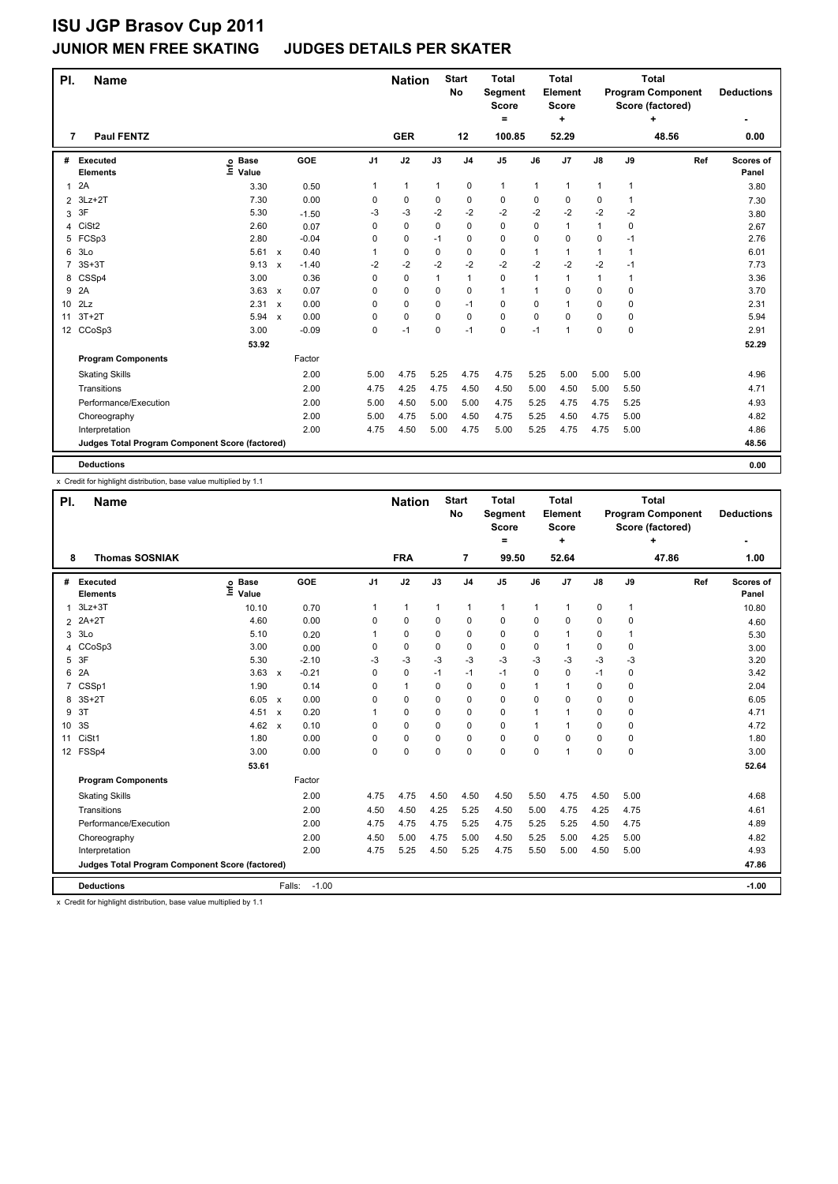# ISU JGP Brasov Cup 2011

## JUNIOR MEN FREE SKATING JUDGES DETAILS PER SKATER

| Pl. | Name | Nation | Start No | Total Segment Score = | Total Element Score + | Total Program Component Score (factored) + | Deductions - |
|---|---|---|---|---|---|---|---|
| 7 | Paul FENTZ | GER | 12 | 100.85 | 52.29 | 48.56 | 0.00 |

| # | Executed Elements | Info | Base Value | | GOE | J1 | J2 | J3 | J4 | J5 | J6 | J7 | J8 | J9 | Ref | Scores of Panel |
|---|---|---|---|---|---|---|---|---|---|---|---|---|---|---|---|---|
| 1 | 2A | | 3.30 | | 0.50 | 1 | 1 | 1 | 0 | 1 | 1 | 1 | 1 | 1 | | 3.80 |
| 2 | 3Lz+2T | | 7.30 | | 0.00 | 0 | 0 | 0 | 0 | 0 | 0 | 0 | 0 | 1 | | 7.30 |
| 3 | 3F | | 5.30 | | -1.50 | -3 | -3 | -2 | -2 | -2 | -2 | -2 | -2 | -2 | | 3.80 |
| 4 | CiSt2 | | 2.60 | | 0.07 | 0 | 0 | 0 | 0 | 0 | 0 | 1 | 1 | 0 | | 2.67 |
| 5 | FCSp3 | | 2.80 | | -0.04 | 0 | 0 | -1 | 0 | 0 | 0 | 0 | 0 | -1 | | 2.76 |
| 6 | 3Lo | | 5.61 | x | 0.40 | 1 | 0 | 0 | 0 | 0 | 1 | 1 | 1 | 1 | | 6.01 |
| 7 | 3S+3T | | 9.13 | x | -1.40 | -2 | -2 | -2 | -2 | -2 | -2 | -2 | -2 | -1 | | 7.73 |
| 8 | CSSp4 | | 3.00 | | 0.36 | 0 | 0 | 1 | 1 | 0 | 1 | 1 | 1 | 1 | | 3.36 |
| 9 | 2A | | 3.63 | x | 0.07 | 0 | 0 | 0 | 0 | 1 | 1 | 0 | 0 | 0 | | 3.70 |
| 10 | 2Lz | | 2.31 | x | 0.00 | 0 | 0 | 0 | -1 | 0 | 0 | 1 | 0 | 0 | | 2.31 |
| 11 | 3T+2T | | 5.94 | x | 0.00 | 0 | 0 | 0 | 0 | 0 | 0 | 0 | 0 | 0 | | 5.94 |
| 12 | CCoSp3 | | 3.00 | | -0.09 | 0 | -1 | 0 | -1 | 0 | -1 | 1 | 0 | 0 | | 2.91 |
| | | | 53.92 | | | | | | | | | | | | | 52.29 |
| | Program Components | | | | Factor | | | | | | | | | | | |
| | Skating Skills | | | | 2.00 | 5.00 | 4.75 | 5.25 | 4.75 | 4.75 | 5.25 | 5.00 | 5.00 | 5.00 | | 4.96 |
| | Transitions | | | | 2.00 | 4.75 | 4.25 | 4.75 | 4.50 | 4.50 | 5.00 | 4.50 | 5.00 | 5.50 | | 4.71 |
| | Performance/Execution | | | | 2.00 | 5.00 | 4.50 | 5.00 | 5.00 | 4.75 | 5.25 | 4.75 | 4.75 | 5.25 | | 4.93 |
| | Choreography | | | | 2.00 | 5.00 | 4.75 | 5.00 | 4.50 | 4.75 | 5.25 | 4.50 | 4.75 | 5.00 | | 4.82 |
| | Interpretation | | | | 2.00 | 4.75 | 4.50 | 5.00 | 4.75 | 5.00 | 5.25 | 4.75 | 4.75 | 5.00 | | 4.86 |
| | Judges Total Program Component Score (factored) | | | | | | | | | | | | | | | 48.56 |
| | Deductions | | | | | | | | | | | | | | | 0.00 |

x Credit for highlight distribution, base value multiplied by 1.1

| Pl. | Name | Nation | Start No | Total Segment Score = | Total Element Score + | Total Program Component Score (factored) + | Deductions - |
|---|---|---|---|---|---|---|---|
| 8 | Thomas SOSNIAK | FRA | 7 | 99.50 | 52.64 | 47.86 | 1.00 |

| # | Executed Elements | Info | Base Value | | GOE | J1 | J2 | J3 | J4 | J5 | J6 | J7 | J8 | J9 | Ref | Scores of Panel |
|---|---|---|---|---|---|---|---|---|---|---|---|---|---|---|---|---|
| 1 | 3Lz+3T | | 10.10 | | 0.70 | 1 | 1 | 1 | 1 | 1 | 1 | 1 | 0 | 1 | | 10.80 |
| 2 | 2A+2T | | 4.60 | | 0.00 | 0 | 0 | 0 | 0 | 0 | 0 | 0 | 0 | 0 | | 4.60 |
| 3 | 3Lo | | 5.10 | | 0.20 | 1 | 0 | 0 | 0 | 0 | 0 | 1 | 0 | 1 | | 5.30 |
| 4 | CCoSp3 | | 3.00 | | 0.00 | 0 | 0 | 0 | 0 | 0 | 0 | 1 | 0 | 0 | | 3.00 |
| 5 | 3F | | 5.30 | | -2.10 | -3 | -3 | -3 | -3 | -3 | -3 | -3 | -3 | -3 | | 3.20 |
| 6 | 2A | | 3.63 | x | -0.21 | 0 | 0 | -1 | -1 | -1 | 0 | 0 | -1 | 0 | | 3.42 |
| 7 | CSSp1 | | 1.90 | | 0.14 | 0 | 1 | 0 | 0 | 0 | 1 | 1 | 0 | 0 | | 2.04 |
| 8 | 3S+2T | | 6.05 | x | 0.00 | 0 | 0 | 0 | 0 | 0 | 0 | 0 | 0 | 0 | | 6.05 |
| 9 | 3T | | 4.51 | x | 0.20 | 1 | 0 | 0 | 0 | 0 | 1 | 1 | 0 | 0 | | 4.71 |
| 10 | 3S | | 4.62 | x | 0.10 | 0 | 0 | 0 | 0 | 0 | 1 | 1 | 0 | 0 | | 4.72 |
| 11 | CiSt1 | | 1.80 | | 0.00 | 0 | 0 | 0 | 0 | 0 | 0 | 0 | 0 | 0 | | 1.80 |
| 12 | FSSp4 | | 3.00 | | 0.00 | 0 | 0 | 0 | 0 | 0 | 0 | 1 | 0 | 0 | | 3.00 |
| | | | 53.61 | | | | | | | | | | | | | 52.64 |
| | Program Components | | | | Factor | | | | | | | | | | | |
| | Skating Skills | | | | 2.00 | 4.75 | 4.75 | 4.50 | 4.50 | 4.50 | 5.50 | 4.75 | 4.50 | 5.00 | | 4.68 |
| | Transitions | | | | 2.00 | 4.50 | 4.50 | 4.25 | 5.25 | 4.50 | 5.00 | 4.75 | 4.25 | 4.75 | | 4.61 |
| | Performance/Execution | | | | 2.00 | 4.75 | 4.75 | 4.75 | 5.25 | 4.75 | 5.25 | 5.25 | 4.50 | 4.75 | | 4.89 |
| | Choreography | | | | 2.00 | 4.50 | 5.00 | 4.75 | 5.00 | 4.50 | 5.25 | 5.00 | 4.25 | 5.00 | | 4.82 |
| | Interpretation | | | | 2.00 | 4.75 | 5.25 | 4.50 | 5.25 | 4.75 | 5.50 | 5.00 | 4.50 | 5.00 | | 4.93 |
| | Judges Total Program Component Score (factored) | | | | | | | | | | | | | | | 47.86 |
| | Deductions | | | | Falls: -1.00 | | | | | | | | | | | -1.00 |

x Credit for highlight distribution, base value multiplied by 1.1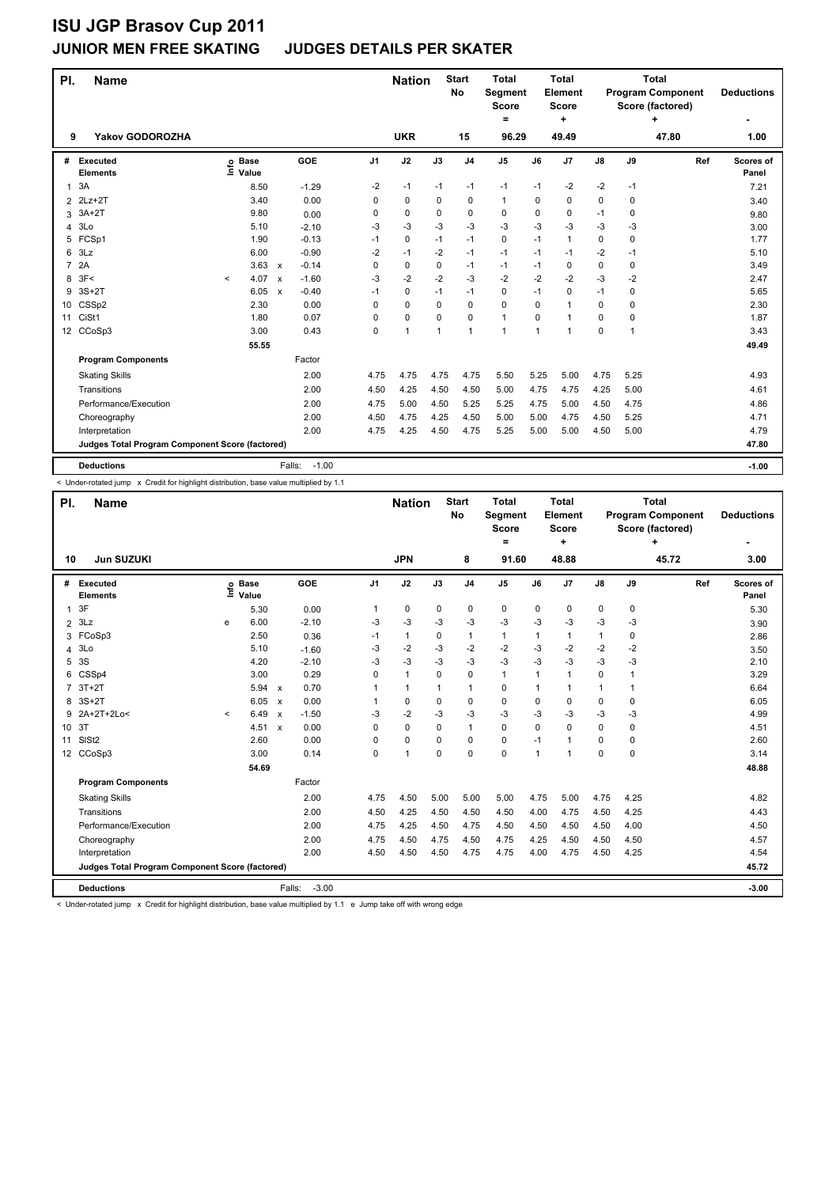# ISU JGP Brasov Cup 2011

## JUNIOR MEN FREE SKATING JUDGES DETAILS PER SKATER

| Pl. | Name | Nation | Start No | Total Segment Score = | Total Element Score + | Total Program Component Score (factored) + | Deductions - |
|---|---|---|---|---|---|---|---|
| 9 | Yakov GODOROZHA | UKR | 15 | 96.29 | 49.49 | 47.80 | 1.00 |

| # | Executed Elements | Info | Base Value | | GOE | J1 | J2 | J3 | J4 | J5 | J6 | J7 | J8 | J9 | Ref | Scores of Panel |
|---|---|---|---|---|---|---|---|---|---|---|---|---|---|---|---|---|
| 1 | 3A | | 8.50 | | -1.29 | -2 | -1 | -1 | -1 | -1 | -1 | -2 | -2 | -1 | | 7.21 |
| 2 | 2Lz+2T | | 3.40 | | 0.00 | 0 | 0 | 0 | 0 | 1 | 0 | 0 | 0 | 0 | | 3.40 |
| 3 | 3A+2T | | 9.80 | | 0.00 | 0 | 0 | 0 | 0 | 0 | 0 | 0 | -1 | 0 | | 9.80 |
| 4 | 3Lo | | 5.10 | | -2.10 | -3 | -3 | -3 | -3 | -3 | -3 | -3 | -3 | -3 | | 3.00 |
| 5 | FCSp1 | | 1.90 | | -0.13 | -1 | 0 | -1 | -1 | 0 | -1 | 1 | 0 | 0 | | 1.77 |
| 6 | 3Lz | | 6.00 | | -0.90 | -2 | -1 | -2 | -1 | -1 | -1 | -1 | -2 | -1 | | 5.10 |
| 7 | 2A | | 3.63 | x | -0.14 | 0 | 0 | 0 | -1 | -1 | -1 | 0 | 0 | 0 | | 3.49 |
| 8 | 3F< | < | 4.07 | x | -1.60 | -3 | -2 | -2 | -3 | -2 | -2 | -2 | -3 | -2 | | 2.47 |
| 9 | 3S+2T | | 6.05 | x | -0.40 | -1 | 0 | -1 | -1 | 0 | -1 | 0 | -1 | 0 | | 5.65 |
| 10 | CSSp2 | | 2.30 | | 0.00 | 0 | 0 | 0 | 0 | 0 | 0 | 1 | 0 | 0 | | 2.30 |
| 11 | CiSt1 | | 1.80 | | 0.07 | 0 | 0 | 0 | 0 | 1 | 0 | 1 | 0 | 0 | | 1.87 |
| 12 | CCoSp3 | | 3.00 | | 0.43 | 0 | 1 | 1 | 1 | 1 | 1 | 1 | 0 | 1 | | 3.43 |
| | | | 55.55 | | | | | | | | | | | | | 49.49 |
| | **Program Components** | | | | Factor | | | | | | | | | | | |
| | Skating Skills | | | | 2.00 | 4.75 | 4.75 | 4.75 | 4.75 | 5.50 | 5.25 | 5.00 | 4.75 | 5.25 | | 4.93 |
| | Transitions | | | | 2.00 | 4.50 | 4.25 | 4.50 | 4.50 | 5.00 | 4.75 | 4.75 | 4.25 | 5.00 | | 4.61 |
| | Performance/Execution | | | | 2.00 | 4.75 | 5.00 | 4.50 | 5.25 | 5.25 | 4.75 | 5.00 | 4.50 | 4.75 | | 4.86 |
| | Choreography | | | | 2.00 | 4.50 | 4.75 | 4.25 | 4.50 | 5.00 | 5.00 | 4.75 | 4.50 | 5.25 | | 4.71 |
| | Interpretation | | | | 2.00 | 4.75 | 4.25 | 4.50 | 4.75 | 5.25 | 5.00 | 5.00 | 4.50 | 5.00 | | 4.79 |
| | **Judges Total Program Component Score (factored)** | | | | | | | | | | | | | | | 47.80 |
| | **Deductions** | | | | Falls: -1.00 | | | | | | | | | | | -1.00 |

< Under-rotated jump x Credit for highlight distribution, base value multiplied by 1.1

| Pl. | Name | Nation | Start No | Total Segment Score = | Total Element Score + | Total Program Component Score (factored) + | Deductions - |
|---|---|---|---|---|---|---|---|
| 10 | Jun SUZUKI | JPN | 8 | 91.60 | 48.88 | 45.72 | 3.00 |

| # | Executed Elements | Info | Base Value | | GOE | J1 | J2 | J3 | J4 | J5 | J6 | J7 | J8 | J9 | Ref | Scores of Panel |
|---|---|---|---|---|---|---|---|---|---|---|---|---|---|---|---|---|
| 1 | 3F | | 5.30 | | 0.00 | 1 | 0 | 0 | 0 | 0 | 0 | 0 | 0 | 0 | | 5.30 |
| 2 | 3Lz | e | 6.00 | | -2.10 | -3 | -3 | -3 | -3 | -3 | -3 | -3 | -3 | -3 | | 3.90 |
| 3 | FCoSp3 | | 2.50 | | 0.36 | -1 | 1 | 0 | 1 | 1 | 1 | 1 | 1 | 0 | | 2.86 |
| 4 | 3Lo | | 5.10 | | -1.60 | -3 | -2 | -3 | -2 | -2 | -3 | -2 | -2 | -2 | | 3.50 |
| 5 | 3S | | 4.20 | | -2.10 | -3 | -3 | -3 | -3 | -3 | -3 | -3 | -3 | -3 | | 2.10 |
| 6 | CSSp4 | | 3.00 | | 0.29 | 0 | 1 | 0 | 0 | 1 | 1 | 1 | 0 | 1 | | 3.29 |
| 7 | 3T+2T | | 5.94 | x | 0.70 | 1 | 1 | 1 | 1 | 0 | 1 | 1 | 1 | 1 | | 6.64 |
| 8 | 3S+2T | | 6.05 | x | 0.00 | 1 | 0 | 0 | 0 | 0 | 0 | 0 | 0 | 0 | | 6.05 |
| 9 | 2A+2T+2Lo< | < | 6.49 | x | -1.50 | -3 | -2 | -3 | -3 | -3 | -3 | -3 | -3 | -3 | | 4.99 |
| 10 | 3T | | 4.51 | x | 0.00 | 0 | 0 | 0 | 1 | 0 | 0 | 0 | 0 | 0 | | 4.51 |
| 11 | SlSt2 | | 2.60 | | 0.00 | 0 | 0 | 0 | 0 | 0 | -1 | 1 | 0 | 0 | | 2.60 |
| 12 | CCoSp3 | | 3.00 | | 0.14 | 0 | 1 | 0 | 0 | 0 | 1 | 1 | 0 | 0 | | 3.14 |
| | | | 54.69 | | | | | | | | | | | | | 48.88 |
| | **Program Components** | | | | Factor | | | | | | | | | | | |
| | Skating Skills | | | | 2.00 | 4.75 | 4.50 | 5.00 | 5.00 | 5.00 | 4.75 | 5.00 | 4.75 | 4.25 | | 4.82 |
| | Transitions | | | | 2.00 | 4.50 | 4.25 | 4.50 | 4.50 | 4.50 | 4.00 | 4.75 | 4.50 | 4.25 | | 4.43 |
| | Performance/Execution | | | | 2.00 | 4.75 | 4.25 | 4.50 | 4.75 | 4.50 | 4.50 | 4.50 | 4.50 | 4.00 | | 4.50 |
| | Choreography | | | | 2.00 | 4.75 | 4.50 | 4.75 | 4.50 | 4.75 | 4.25 | 4.50 | 4.50 | 4.50 | | 4.57 |
| | Interpretation | | | | 2.00 | 4.50 | 4.50 | 4.50 | 4.75 | 4.75 | 4.00 | 4.75 | 4.50 | 4.25 | | 4.54 |
| | **Judges Total Program Component Score (factored)** | | | | | | | | | | | | | | | 45.72 |
| | **Deductions** | | | | Falls: -3.00 | | | | | | | | | | | -3.00 |

< Under-rotated jump x Credit for highlight distribution, base value multiplied by 1.1 e Jump take off with wrong edge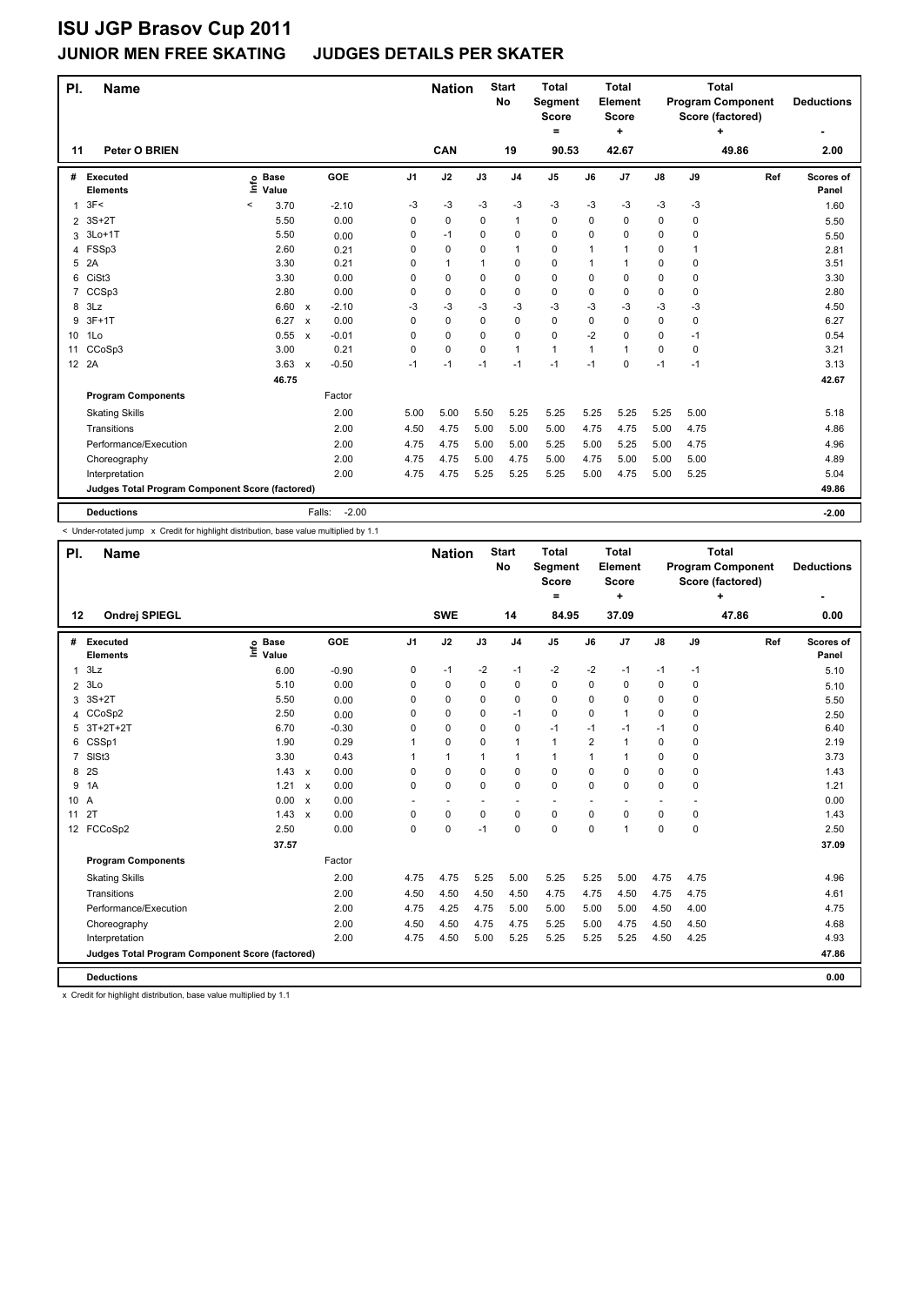# ISU JGP Brasov Cup 2011

## JUNIOR MEN FREE SKATING JUDGES DETAILS PER SKATER

| Pl. | Name | Nation | Start No | Total Segment Score = | Total Element Score + | Total Program Component Score (factored) + | Deductions - |
|---|---|---|---|---|---|---|---|
| 11 | Peter O BRIEN | CAN | 19 | 90.53 | 42.67 | 49.86 | 2.00 |

| # | Executed Elements | Info | Base Value | | GOE | J1 | J2 | J3 | J4 | J5 | J6 | J7 | J8 | J9 | Ref | Scores of Panel |
|---|---|---|---|---|---|---|---|---|---|---|---|---|---|---|---|---|
| 1 | 3F< | < | 3.70 | | -2.10 | -3 | -3 | -3 | -3 | -3 | -3 | -3 | -3 | -3 | | 1.60 |
| 2 | 3S+2T | | 5.50 | | 0.00 | 0 | 0 | 0 | 1 | 0 | 0 | 0 | 0 | 0 | | 5.50 |
| 3 | 3Lo+1T | | 5.50 | | 0.00 | 0 | -1 | 0 | 0 | 0 | 0 | 0 | 0 | 0 | | 5.50 |
| 4 | FSSp3 | | 2.60 | | 0.21 | 0 | 0 | 0 | 1 | 0 | 1 | 1 | 0 | 1 | | 2.81 |
| 5 | 2A | | 3.30 | | 0.21 | 0 | 1 | 1 | 0 | 0 | 1 | 1 | 0 | 0 | | 3.51 |
| 6 | CiSt3 | | 3.30 | | 0.00 | 0 | 0 | 0 | 0 | 0 | 0 | 0 | 0 | 0 | | 3.30 |
| 7 | CCSp3 | | 2.80 | | 0.00 | 0 | 0 | 0 | 0 | 0 | 0 | 0 | 0 | 0 | | 2.80 |
| 8 | 3Lz | | 6.60 | x | -2.10 | -3 | -3 | -3 | -3 | -3 | -3 | -3 | -3 | -3 | | 4.50 |
| 9 | 3F+1T | | 6.27 | x | 0.00 | 0 | 0 | 0 | 0 | 0 | 0 | 0 | 0 | 0 | | 6.27 |
| 10 | 1Lo | | 0.55 | x | -0.01 | 0 | 0 | 0 | 0 | 0 | -2 | 0 | 0 | -1 | | 0.54 |
| 11 | CCoSp3 | | 3.00 | | 0.21 | 0 | 0 | 0 | 1 | 1 | 1 | 1 | 0 | 0 | | 3.21 |
| 12 | 2A | | 3.63 | x | -0.50 | -1 | -1 | -1 | -1 | -1 | -1 | 0 | -1 | -1 | | 3.13 |
| | | | 46.75 | | | | | | | | | | | | | 42.67 |

| Program Components | Factor | J1 | J2 | J3 | J4 | J5 | J6 | J7 | J8 | J9 | Scores of Panel |
|---|---|---|---|---|---|---|---|---|---|---|---|
| Skating Skills | 2.00 | 5.00 | 5.00 | 5.50 | 5.25 | 5.25 | 5.25 | 5.25 | 5.25 | 5.00 | 5.18 |
| Transitions | 2.00 | 4.50 | 4.75 | 5.00 | 5.00 | 5.00 | 4.75 | 4.75 | 5.00 | 4.75 | 4.86 |
| Performance/Execution | 2.00 | 4.75 | 4.75 | 5.00 | 5.00 | 5.25 | 5.00 | 5.25 | 5.00 | 4.75 | 4.96 |
| Choreography | 2.00 | 4.75 | 4.75 | 5.00 | 4.75 | 5.00 | 4.75 | 5.00 | 5.00 | 5.00 | 4.89 |
| Interpretation | 2.00 | 4.75 | 4.75 | 5.25 | 5.25 | 5.25 | 5.00 | 4.75 | 5.00 | 5.25 | 5.04 |
| Judges Total Program Component Score (factored) | | | | | | | | | | | 49.86 |

**Deductions** Falls: -2.00 — **-2.00**

< Under-rotated jump x Credit for highlight distribution, base value multiplied by 1.1

| Pl. | Name | Nation | Start No | Total Segment Score = | Total Element Score + | Total Program Component Score (factored) + | Deductions - |
|---|---|---|---|---|---|---|---|
| 12 | Ondrej SPIEGL | SWE | 14 | 84.95 | 37.09 | 47.86 | 0.00 |

| # | Executed Elements | Info | Base Value | | GOE | J1 | J2 | J3 | J4 | J5 | J6 | J7 | J8 | J9 | Ref | Scores of Panel |
|---|---|---|---|---|---|---|---|---|---|---|---|---|---|---|---|---|
| 1 | 3Lz | | 6.00 | | -0.90 | 0 | -1 | -2 | -1 | -2 | -2 | -1 | -1 | -1 | | 5.10 |
| 2 | 3Lo | | 5.10 | | 0.00 | 0 | 0 | 0 | 0 | 0 | 0 | 0 | 0 | 0 | | 5.10 |
| 3 | 3S+2T | | 5.50 | | 0.00 | 0 | 0 | 0 | 0 | 0 | 0 | 0 | 0 | 0 | | 5.50 |
| 4 | CCoSp2 | | 2.50 | | 0.00 | 0 | 0 | 0 | -1 | 0 | 0 | 1 | 0 | 0 | | 2.50 |
| 5 | 3T+2T+2T | | 6.70 | | -0.30 | 0 | 0 | 0 | 0 | -1 | -1 | -1 | -1 | 0 | | 6.40 |
| 6 | CSSp1 | | 1.90 | | 0.29 | 1 | 0 | 0 | 1 | 1 | 2 | 1 | 0 | 0 | | 2.19 |
| 7 | SlSt3 | | 3.30 | | 0.43 | 1 | 1 | 1 | 1 | 1 | 1 | 1 | 0 | 0 | | 3.73 |
| 8 | 2S | | 1.43 | x | 0.00 | 0 | 0 | 0 | 0 | 0 | 0 | 0 | 0 | 0 | | 1.43 |
| 9 | 1A | | 1.21 | x | 0.00 | 0 | 0 | 0 | 0 | 0 | 0 | 0 | 0 | 0 | | 1.21 |
| 10 | A | | 0.00 | x | 0.00 | - | - | - | - | - | - | - | - | - | | 0.00 |
| 11 | 2T | | 1.43 | x | 0.00 | 0 | 0 | 0 | 0 | 0 | 0 | 0 | 0 | 0 | | 1.43 |
| 12 | FCCoSp2 | | 2.50 | | 0.00 | 0 | 0 | -1 | 0 | 0 | 0 | 1 | 0 | 0 | | 2.50 |
| | | | 37.57 | | | | | | | | | | | | | 37.09 |

| Program Components | Factor | J1 | J2 | J3 | J4 | J5 | J6 | J7 | J8 | J9 | Scores of Panel |
|---|---|---|---|---|---|---|---|---|---|---|---|
| Skating Skills | 2.00 | 4.75 | 4.75 | 5.25 | 5.00 | 5.25 | 5.25 | 5.00 | 4.75 | 4.75 | 4.96 |
| Transitions | 2.00 | 4.50 | 4.50 | 4.50 | 4.50 | 4.75 | 4.75 | 4.50 | 4.75 | 4.75 | 4.61 |
| Performance/Execution | 2.00 | 4.75 | 4.25 | 4.75 | 5.00 | 5.00 | 5.00 | 5.00 | 4.50 | 4.00 | 4.75 |
| Choreography | 2.00 | 4.50 | 4.50 | 4.75 | 4.75 | 5.25 | 5.00 | 4.75 | 4.50 | 4.50 | 4.68 |
| Interpretation | 2.00 | 4.75 | 4.50 | 5.00 | 5.25 | 5.25 | 5.25 | 5.25 | 4.50 | 4.25 | 4.93 |
| Judges Total Program Component Score (factored) | | | | | | | | | | | 47.86 |

**Deductions** — **0.00**

x Credit for highlight distribution, base value multiplied by 1.1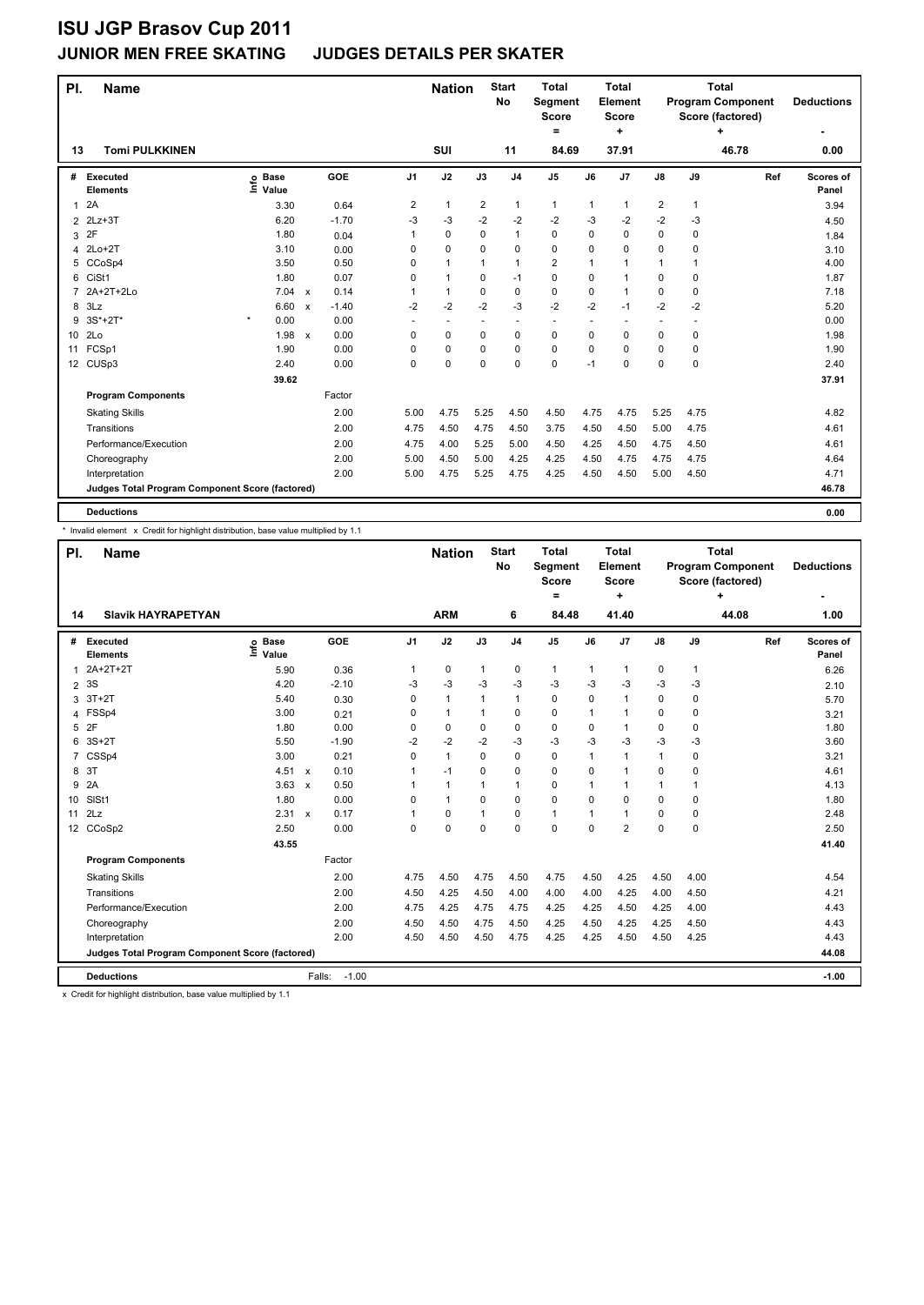# ISU JGP Brasov Cup 2011

## JUNIOR MEN FREE SKATING JUDGES DETAILS PER SKATER

| Pl. | Name | Nation | Start No | Total Segment Score = | Total Element Score + | Total Program Component Score (factored) + | Deductions - |
|---|---|---|---|---|---|---|---|
| 13 | Tomi PULKKINEN | SUI | 11 | 84.69 | 37.91 | 46.78 | 0.00 |

| # | Executed Elements | Info | Base Value | | GOE | J1 | J2 | J3 | J4 | J5 | J6 | J7 | J8 | J9 | Ref | Scores of Panel |
|---|---|---|---|---|---|---|---|---|---|---|---|---|---|---|---|---|
| 1 | 2A | | 3.30 | | 0.64 | 2 | 1 | 2 | 1 | 1 | 1 | 1 | 2 | 1 | | 3.94 |
| 2 | 2Lz+3T | | 6.20 | | -1.70 | -3 | -3 | -2 | -2 | -2 | -3 | -2 | -2 | -3 | | 4.50 |
| 3 | 2F | | 1.80 | | 0.04 | 1 | 0 | 0 | 1 | 0 | 0 | 0 | 0 | 0 | | 1.84 |
| 4 | 2Lo+2T | | 3.10 | | 0.00 | 0 | 0 | 0 | 0 | 0 | 0 | 0 | 0 | 0 | | 3.10 |
| 5 | CCoSp4 | | 3.50 | | 0.50 | 0 | 1 | 1 | 1 | 2 | 1 | 1 | 1 | 1 | | 4.00 |
| 6 | CiSt1 | | 1.80 | | 0.07 | 0 | 1 | 0 | -1 | 0 | 0 | 1 | 0 | 0 | | 1.87 |
| 7 | 2A+2T+2Lo | | 7.04 | x | 0.14 | 1 | 1 | 0 | 0 | 0 | 0 | 1 | 0 | 0 | | 7.18 |
| 8 | 3Lz | | 6.60 | x | -1.40 | -2 | -2 | -2 | -3 | -2 | -2 | -1 | -2 | -2 | | 5.20 |
| 9 | 3S*+2T* | * | 0.00 | | 0.00 | - | - | - | - | - | - | - | - | - | | 0.00 |
| 10 | 2Lo | | 1.98 | x | 0.00 | 0 | 0 | 0 | 0 | 0 | 0 | 0 | 0 | 0 | | 1.98 |
| 11 | FCSp1 | | 1.90 | | 0.00 | 0 | 0 | 0 | 0 | 0 | 0 | 0 | 0 | 0 | | 1.90 |
| 12 | CUSp3 | | 2.40 | | 0.00 | 0 | 0 | 0 | 0 | 0 | -1 | 0 | 0 | 0 | | 2.40 |
| | | | 39.62 | | | | | | | | | | | | | 37.91 |

| Program Components | Factor | J1 | J2 | J3 | J4 | J5 | J6 | J7 | J8 | J9 | Ref | Scores of Panel |
|---|---|---|---|---|---|---|---|---|---|---|---|---|
| Skating Skills | 2.00 | 5.00 | 4.75 | 5.25 | 4.50 | 4.50 | 4.75 | 4.75 | 5.25 | 4.75 | | 4.82 |
| Transitions | 2.00 | 4.75 | 4.50 | 4.75 | 4.50 | 3.75 | 4.50 | 4.50 | 5.00 | 4.75 | | 4.61 |
| Performance/Execution | 2.00 | 4.75 | 4.00 | 5.25 | 5.00 | 4.50 | 4.25 | 4.50 | 4.75 | 4.50 | | 4.61 |
| Choreography | 2.00 | 5.00 | 4.50 | 5.00 | 4.25 | 4.25 | 4.50 | 4.75 | 4.75 | 4.75 | | 4.64 |
| Interpretation | 2.00 | 5.00 | 4.75 | 5.25 | 4.75 | 4.25 | 4.50 | 4.50 | 5.00 | 4.50 | | 4.71 |
| Judges Total Program Component Score (factored) | | | | | | | | | | | | 46.78 |

| Deductions | 0.00 |
|---|---|

\* Invalid element x Credit for highlight distribution, base value multiplied by 1.1

| Pl. | Name | Nation | Start No | Total Segment Score = | Total Element Score + | Total Program Component Score (factored) + | Deductions - |
|---|---|---|---|---|---|---|---|
| 14 | Slavik HAYRAPETYAN | ARM | 6 | 84.48 | 41.40 | 44.08 | 1.00 |

| # | Executed Elements | Info | Base Value | | GOE | J1 | J2 | J3 | J4 | J5 | J6 | J7 | J8 | J9 | Ref | Scores of Panel |
|---|---|---|---|---|---|---|---|---|---|---|---|---|---|---|---|---|
| 1 | 2A+2T+2T | | 5.90 | | 0.36 | 1 | 0 | 1 | 0 | 1 | 1 | 1 | 0 | 1 | | 6.26 |
| 2 | 3S | | 4.20 | | -2.10 | -3 | -3 | -3 | -3 | -3 | -3 | -3 | -3 | -3 | | 2.10 |
| 3 | 3T+2T | | 5.40 | | 0.30 | 0 | 1 | 1 | 1 | 0 | 0 | 1 | 0 | 0 | | 5.70 |
| 4 | FSSp4 | | 3.00 | | 0.21 | 0 | 1 | 1 | 0 | 0 | 1 | 1 | 0 | 0 | | 3.21 |
| 5 | 2F | | 1.80 | | 0.00 | 0 | 0 | 0 | 0 | 0 | 0 | 1 | 0 | 0 | | 1.80 |
| 6 | 3S+2T | | 5.50 | | -1.90 | -2 | -2 | -2 | -3 | -3 | -3 | -3 | -3 | -3 | | 3.60 |
| 7 | CSSp4 | | 3.00 | | 0.21 | 0 | 1 | 0 | 0 | 0 | 1 | 1 | 1 | 0 | | 3.21 |
| 8 | 3T | | 4.51 | x | 0.10 | 1 | -1 | 0 | 0 | 0 | 0 | 1 | 0 | 0 | | 4.61 |
| 9 | 2A | | 3.63 | x | 0.50 | 1 | 1 | 1 | 1 | 0 | 1 | 1 | 1 | 1 | | 4.13 |
| 10 | SlSt1 | | 1.80 | | 0.00 | 0 | 1 | 0 | 0 | 0 | 0 | 0 | 0 | 0 | | 1.80 |
| 11 | 2Lz | | 2.31 | x | 0.17 | 1 | 0 | 1 | 0 | 1 | 1 | 1 | 0 | 0 | | 2.48 |
| 12 | CCoSp2 | | 2.50 | | 0.00 | 0 | 0 | 0 | 0 | 0 | 0 | 2 | 0 | 0 | | 2.50 |
| | | | 43.55 | | | | | | | | | | | | | 41.40 |

| Program Components | Factor | J1 | J2 | J3 | J4 | J5 | J6 | J7 | J8 | J9 | Ref | Scores of Panel |
|---|---|---|---|---|---|---|---|---|---|---|---|---|
| Skating Skills | 2.00 | 4.75 | 4.50 | 4.75 | 4.50 | 4.75 | 4.50 | 4.25 | 4.50 | 4.00 | | 4.54 |
| Transitions | 2.00 | 4.50 | 4.25 | 4.50 | 4.00 | 4.00 | 4.00 | 4.25 | 4.00 | 4.50 | | 4.21 |
| Performance/Execution | 2.00 | 4.75 | 4.25 | 4.75 | 4.75 | 4.25 | 4.25 | 4.50 | 4.25 | 4.00 | | 4.43 |
| Choreography | 2.00 | 4.50 | 4.50 | 4.75 | 4.50 | 4.25 | 4.50 | 4.25 | 4.25 | 4.50 | | 4.43 |
| Interpretation | 2.00 | 4.50 | 4.50 | 4.50 | 4.75 | 4.25 | 4.25 | 4.50 | 4.50 | 4.25 | | 4.43 |
| Judges Total Program Component Score (factored) | | | | | | | | | | | | 44.08 |

| Deductions | Falls: -1.00 | -1.00 |
|---|---|---|

x Credit for highlight distribution, base value multiplied by 1.1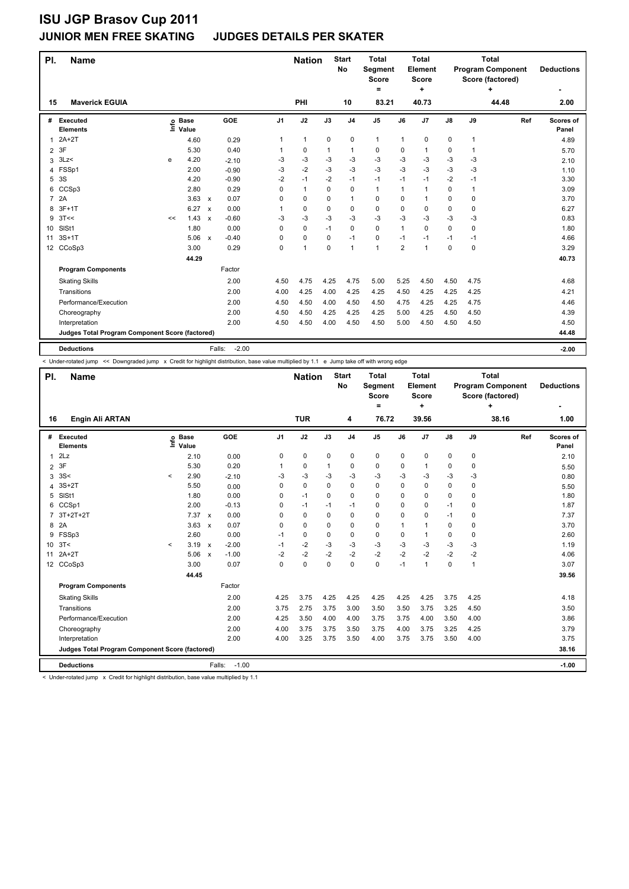# ISU JGP Brasov Cup 2011

## JUNIOR MEN FREE SKATING JUDGES DETAILS PER SKATER

| Pl. | Name | Nation | Start No | Total Segment Score = | Total Element Score + | Total Program Component Score (factored) + | Deductions - |
|---|---|---|---|---|---|---|---|
| 15 | Maverick EGUIA | PHI | 10 | 83.21 | 40.73 | 44.48 | 2.00 |

| # | Executed Elements | Info | Base Value | | GOE | J1 | J2 | J3 | J4 | J5 | J6 | J7 | J8 | J9 | Ref | Scores of Panel |
|---|---|---|---|---|---|---|---|---|---|---|---|---|---|---|---|---|
| 1 | 2A+2T | | 4.60 | | 0.29 | 1 | 1 | 0 | 0 | 1 | 1 | 0 | 0 | 1 | | 4.89 |
| 2 | 3F | | 5.30 | | 0.40 | 1 | 0 | 1 | 1 | 0 | 0 | 1 | 0 | 1 | | 5.70 |
| 3 | 3Lz< | e | 4.20 | | -2.10 | -3 | -3 | -3 | -3 | -3 | -3 | -3 | -3 | -3 | | 2.10 |
| 4 | FSSp1 | | 2.00 | | -0.90 | -3 | -2 | -3 | -3 | -3 | -3 | -3 | -3 | -3 | | 1.10 |
| 5 | 3S | | 4.20 | | -0.90 | -2 | -1 | -2 | -1 | -1 | -1 | -1 | -2 | -1 | | 3.30 |
| 6 | CCSp3 | | 2.80 | | 0.29 | 0 | 1 | 0 | 0 | 1 | 1 | 1 | 0 | 1 | | 3.09 |
| 7 | 2A | | 3.63 | x | 0.07 | 0 | 0 | 0 | 1 | 0 | 0 | 1 | 0 | 0 | | 3.70 |
| 8 | 3F+1T | | 6.27 | x | 0.00 | 1 | 0 | 0 | 0 | 0 | 0 | 0 | 0 | 0 | | 6.27 |
| 9 | 3T<< | << | 1.43 | x | -0.60 | -3 | -3 | -3 | -3 | -3 | -3 | -3 | -3 | -3 | | 0.83 |
| 10 | SlSt1 | | 1.80 | | 0.00 | 0 | 0 | -1 | 0 | 0 | 1 | 0 | 0 | 0 | | 1.80 |
| 11 | 3S+1T | | 5.06 | x | -0.40 | 0 | 0 | 0 | -1 | 0 | -1 | -1 | -1 | -1 | | 4.66 |
| 12 | CCoSp3 | | 3.00 | | 0.29 | 0 | 1 | 0 | 1 | 1 | 2 | 1 | 0 | 0 | | 3.29 |
| | | | 44.29 | | | | | | | | | | | | | 40.73 |

| Program Components | Factor | J1 | J2 | J3 | J4 | J5 | J6 | J7 | J8 | J9 | Ref | Scores of Panel |
|---|---|---|---|---|---|---|---|---|---|---|---|---|
| Skating Skills | 2.00 | 4.50 | 4.75 | 4.25 | 4.75 | 5.00 | 5.25 | 4.50 | 4.50 | 4.75 | | 4.68 |
| Transitions | 2.00 | 4.00 | 4.25 | 4.00 | 4.25 | 4.25 | 4.50 | 4.25 | 4.25 | 4.25 | | 4.21 |
| Performance/Execution | 2.00 | 4.50 | 4.50 | 4.00 | 4.50 | 4.50 | 4.75 | 4.25 | 4.25 | 4.75 | | 4.46 |
| Choreography | 2.00 | 4.50 | 4.50 | 4.25 | 4.25 | 4.25 | 5.00 | 4.25 | 4.50 | 4.50 | | 4.39 |
| Interpretation | 2.00 | 4.50 | 4.50 | 4.00 | 4.50 | 4.50 | 5.00 | 4.50 | 4.50 | 4.50 | | 4.50 |
| Judges Total Program Component Score (factored) | | | | | | | | | | | | 44.48 |

| Deductions | Falls: | -2.00 | -2.00 |
|---|---|---|---|

< Under-rotated jump << Downgraded jump x Credit for highlight distribution, base value multiplied by 1.1 e Jump take off with wrong edge

| Pl. | Name | Nation | Start No | Total Segment Score = | Total Element Score + | Total Program Component Score (factored) + | Deductions - |
|---|---|---|---|---|---|---|---|
| 16 | Engin Ali ARTAN | TUR | 4 | 76.72 | 39.56 | 38.16 | 1.00 |

| # | Executed Elements | Info | Base Value | | GOE | J1 | J2 | J3 | J4 | J5 | J6 | J7 | J8 | J9 | Ref | Scores of Panel |
|---|---|---|---|---|---|---|---|---|---|---|---|---|---|---|---|---|
| 1 | 2Lz | | 2.10 | | 0.00 | 0 | 0 | 0 | 0 | 0 | 0 | 0 | 0 | 0 | | 2.10 |
| 2 | 3F | | 5.30 | | 0.20 | 1 | 0 | 1 | 0 | 0 | 0 | 1 | 0 | 0 | | 5.50 |
| 3 | 3S< | < | 2.90 | | -2.10 | -3 | -3 | -3 | -3 | -3 | -3 | -3 | -3 | -3 | | 0.80 |
| 4 | 3S+2T | | 5.50 | | 0.00 | 0 | 0 | 0 | 0 | 0 | 0 | 0 | 0 | 0 | | 5.50 |
| 5 | SlSt1 | | 1.80 | | 0.00 | 0 | -1 | 0 | 0 | 0 | 0 | 0 | 0 | 0 | | 1.80 |
| 6 | CCSp1 | | 2.00 | | -0.13 | 0 | -1 | -1 | -1 | 0 | 0 | 0 | -1 | 0 | | 1.87 |
| 7 | 3T+2T+2T | | 7.37 | x | 0.00 | 0 | 0 | 0 | 0 | 0 | 0 | 0 | -1 | 0 | | 7.37 |
| 8 | 2A | | 3.63 | x | 0.07 | 0 | 0 | 0 | 0 | 0 | 1 | 1 | 0 | 0 | | 3.70 |
| 9 | FSSp3 | | 2.60 | | 0.00 | -1 | 0 | 0 | 0 | 0 | 0 | 1 | 0 | 0 | | 2.60 |
| 10 | 3T< | < | 3.19 | x | -2.00 | -1 | -2 | -3 | -3 | -3 | -3 | -3 | -3 | -3 | | 1.19 |
| 11 | 2A+2T | | 5.06 | x | -1.00 | -2 | -2 | -2 | -2 | -2 | -2 | -2 | -2 | -2 | | 4.06 |
| 12 | CCoSp3 | | 3.00 | | 0.07 | 0 | 0 | 0 | 0 | 0 | -1 | 1 | 0 | 1 | | 3.07 |
| | | | 44.45 | | | | | | | | | | | | | 39.56 |

| Program Components | Factor | J1 | J2 | J3 | J4 | J5 | J6 | J7 | J8 | J9 | Ref | Scores of Panel |
|---|---|---|---|---|---|---|---|---|---|---|---|---|
| Skating Skills | 2.00 | 4.25 | 3.75 | 4.25 | 4.25 | 4.25 | 4.25 | 4.25 | 3.75 | 4.25 | | 4.18 |
| Transitions | 2.00 | 3.75 | 2.75 | 3.75 | 3.00 | 3.50 | 3.50 | 3.75 | 3.25 | 4.50 | | 3.50 |
| Performance/Execution | 2.00 | 4.25 | 3.50 | 4.00 | 4.00 | 3.75 | 3.75 | 4.00 | 3.50 | 4.00 | | 3.86 |
| Choreography | 2.00 | 4.00 | 3.75 | 3.75 | 3.50 | 3.75 | 4.00 | 3.75 | 3.25 | 4.25 | | 3.79 |
| Interpretation | 2.00 | 4.00 | 3.25 | 3.75 | 3.50 | 4.00 | 3.75 | 3.75 | 3.50 | 4.00 | | 3.75 |
| Judges Total Program Component Score (factored) | | | | | | | | | | | | 38.16 |

| Deductions | Falls: | -1.00 | -1.00 |
|---|---|---|---|

< Under-rotated jump x Credit for highlight distribution, base value multiplied by 1.1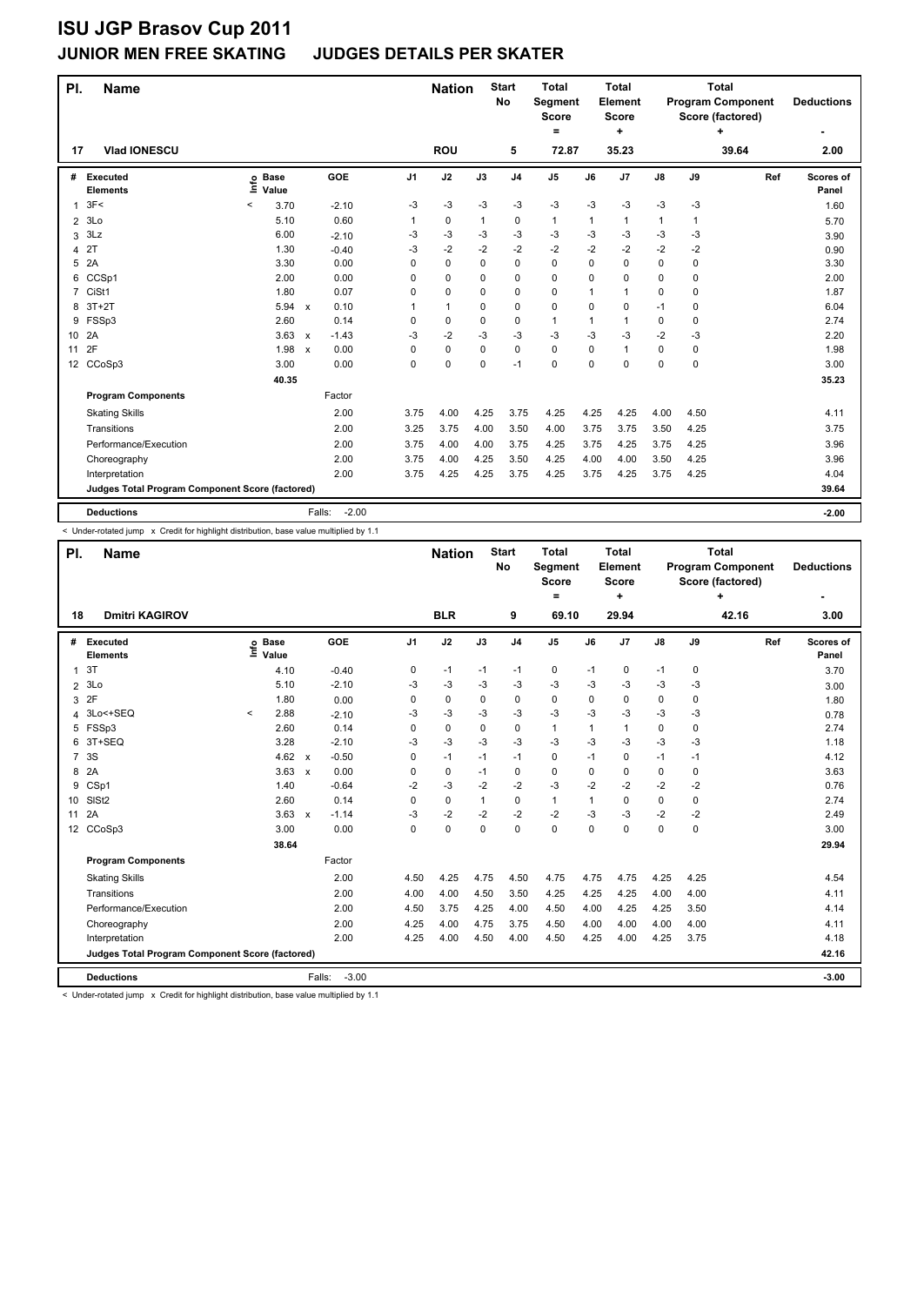# ISU JGP Brasov Cup 2011

## JUNIOR MEN FREE SKATING JUDGES DETAILS PER SKATER

| Pl. | Name | Nation | Start No | Total Segment Score = | Total Element Score + | Total Program Component Score (factored) + | Deductions - |
|---|---|---|---|---|---|---|---|
| 17 | Vlad IONESCU | ROU | 5 | 72.87 | 35.23 | 39.64 | 2.00 |

| # | Executed Elements | Info | Base Value | | GOE | J1 | J2 | J3 | J4 | J5 | J6 | J7 | J8 | J9 | Ref | Scores of Panel |
|---|---|---|---|---|---|---|---|---|---|---|---|---|---|---|---|---|
| 1 | 3F< | < | 3.70 | | -2.10 | -3 | -3 | -3 | -3 | -3 | -3 | -3 | -3 | -3 | | 1.60 |
| 2 | 3Lo | | 5.10 | | 0.60 | 1 | 0 | 1 | 0 | 1 | 1 | 1 | 1 | 1 | | 5.70 |
| 3 | 3Lz | | 6.00 | | -2.10 | -3 | -3 | -3 | -3 | -3 | -3 | -3 | -3 | -3 | | 3.90 |
| 4 | 2T | | 1.30 | | -0.40 | -3 | -2 | -2 | -2 | -2 | -2 | -2 | -2 | -2 | | 0.90 |
| 5 | 2A | | 3.30 | | 0.00 | 0 | 0 | 0 | 0 | 0 | 0 | 0 | 0 | 0 | | 3.30 |
| 6 | CCSp1 | | 2.00 | | 0.00 | 0 | 0 | 0 | 0 | 0 | 0 | 0 | 0 | 0 | | 2.00 |
| 7 | CiSt1 | | 1.80 | | 0.07 | 0 | 0 | 0 | 0 | 0 | 1 | 1 | 0 | 0 | | 1.87 |
| 8 | 3T+2T | | 5.94 | x | 0.10 | 1 | 1 | 0 | 0 | 0 | 0 | 0 | -1 | 0 | | 6.04 |
| 9 | FSSp3 | | 2.60 | | 0.14 | 0 | 0 | 0 | 0 | 1 | 1 | 1 | 0 | 0 | | 2.74 |
| 10 | 2A | | 3.63 | x | -1.43 | -3 | -2 | -3 | -3 | -3 | -3 | -3 | -2 | -3 | | 2.20 |
| 11 | 2F | | 1.98 | x | 0.00 | 0 | 0 | 0 | 0 | 0 | 0 | 1 | 0 | 0 | | 1.98 |
| 12 | CCoSp3 | | 3.00 | | 0.00 | 0 | 0 | 0 | -1 | 0 | 0 | 0 | 0 | 0 | | 3.00 |
| | | | 40.35 | | | | | | | | | | | | | 35.23 |
| | **Program Components** | | | | Factor | | | | | | | | | | | |
| | Skating Skills | | | | 2.00 | 3.75 | 4.00 | 4.25 | 3.75 | 4.25 | 4.25 | 4.25 | 4.00 | 4.50 | | 4.11 |
| | Transitions | | | | 2.00 | 3.25 | 3.75 | 4.00 | 3.50 | 4.00 | 3.75 | 3.75 | 3.50 | 4.25 | | 3.75 |
| | Performance/Execution | | | | 2.00 | 3.75 | 4.00 | 4.00 | 3.75 | 4.25 | 3.75 | 4.25 | 3.75 | 4.25 | | 3.96 |
| | Choreography | | | | 2.00 | 3.75 | 4.00 | 4.25 | 3.50 | 4.25 | 4.00 | 4.00 | 3.50 | 4.25 | | 3.96 |
| | Interpretation | | | | 2.00 | 3.75 | 4.25 | 4.25 | 3.75 | 4.25 | 3.75 | 4.25 | 3.75 | 4.25 | | 4.04 |
| | **Judges Total Program Component Score (factored)** | | | | | | | | | | | | | | | 39.64 |
| | **Deductions** | | | | Falls: -2.00 | | | | | | | | | | | -2.00 |

< Under-rotated jump x Credit for highlight distribution, base value multiplied by 1.1

| Pl. | Name | Nation | Start No | Total Segment Score = | Total Element Score + | Total Program Component Score (factored) + | Deductions - |
|---|---|---|---|---|---|---|---|
| 18 | Dmitri KAGIROV | BLR | 9 | 69.10 | 29.94 | 42.16 | 3.00 |

| # | Executed Elements | Info | Base Value | | GOE | J1 | J2 | J3 | J4 | J5 | J6 | J7 | J8 | J9 | Ref | Scores of Panel |
|---|---|---|---|---|---|---|---|---|---|---|---|---|---|---|---|---|
| 1 | 3T | | 4.10 | | -0.40 | 0 | -1 | -1 | -1 | 0 | -1 | 0 | -1 | 0 | | 3.70 |
| 2 | 3Lo | | 5.10 | | -2.10 | -3 | -3 | -3 | -3 | -3 | -3 | -3 | -3 | -3 | | 3.00 |
| 3 | 2F | | 1.80 | | 0.00 | 0 | 0 | 0 | 0 | 0 | 0 | 0 | 0 | 0 | | 1.80 |
| 4 | 3Lo<+SEQ | < | 2.88 | | -2.10 | -3 | -3 | -3 | -3 | -3 | -3 | -3 | -3 | -3 | | 0.78 |
| 5 | FSSp3 | | 2.60 | | 0.14 | 0 | 0 | 0 | 0 | 1 | 1 | 1 | 0 | 0 | | 2.74 |
| 6 | 3T+SEQ | | 3.28 | | -2.10 | -3 | -3 | -3 | -3 | -3 | -3 | -3 | -3 | -3 | | 1.18 |
| 7 | 3S | | 4.62 | x | -0.50 | 0 | -1 | -1 | -1 | 0 | -1 | 0 | -1 | -1 | | 4.12 |
| 8 | 2A | | 3.63 | x | 0.00 | 0 | 0 | -1 | 0 | 0 | 0 | 0 | 0 | 0 | | 3.63 |
| 9 | CSp1 | | 1.40 | | -0.64 | -2 | -3 | -2 | -2 | -3 | -2 | -2 | -2 | -2 | | 0.76 |
| 10 | SlSt2 | | 2.60 | | 0.14 | 0 | 0 | 1 | 0 | 1 | 1 | 0 | 0 | 0 | | 2.74 |
| 11 | 2A | | 3.63 | x | -1.14 | -3 | -2 | -2 | -2 | -2 | -3 | -3 | -2 | -2 | | 2.49 |
| 12 | CCoSp3 | | 3.00 | | 0.00 | 0 | 0 | 0 | 0 | 0 | 0 | 0 | 0 | 0 | | 3.00 |
| | | | 38.64 | | | | | | | | | | | | | 29.94 |
| | **Program Components** | | | | Factor | | | | | | | | | | | |
| | Skating Skills | | | | 2.00 | 4.50 | 4.25 | 4.75 | 4.50 | 4.75 | 4.75 | 4.75 | 4.25 | 4.25 | | 4.54 |
| | Transitions | | | | 2.00 | 4.00 | 4.00 | 4.50 | 3.50 | 4.25 | 4.25 | 4.25 | 4.00 | 4.00 | | 4.11 |
| | Performance/Execution | | | | 2.00 | 4.50 | 3.75 | 4.25 | 4.00 | 4.50 | 4.00 | 4.25 | 4.25 | 3.50 | | 4.14 |
| | Choreography | | | | 2.00 | 4.25 | 4.00 | 4.75 | 3.75 | 4.50 | 4.00 | 4.00 | 4.00 | 4.00 | | 4.11 |
| | Interpretation | | | | 2.00 | 4.25 | 4.00 | 4.50 | 4.00 | 4.50 | 4.25 | 4.00 | 4.25 | 3.75 | | 4.18 |
| | **Judges Total Program Component Score (factored)** | | | | | | | | | | | | | | | 42.16 |
| | **Deductions** | | | | Falls: -3.00 | | | | | | | | | | | -3.00 |

< Under-rotated jump x Credit for highlight distribution, base value multiplied by 1.1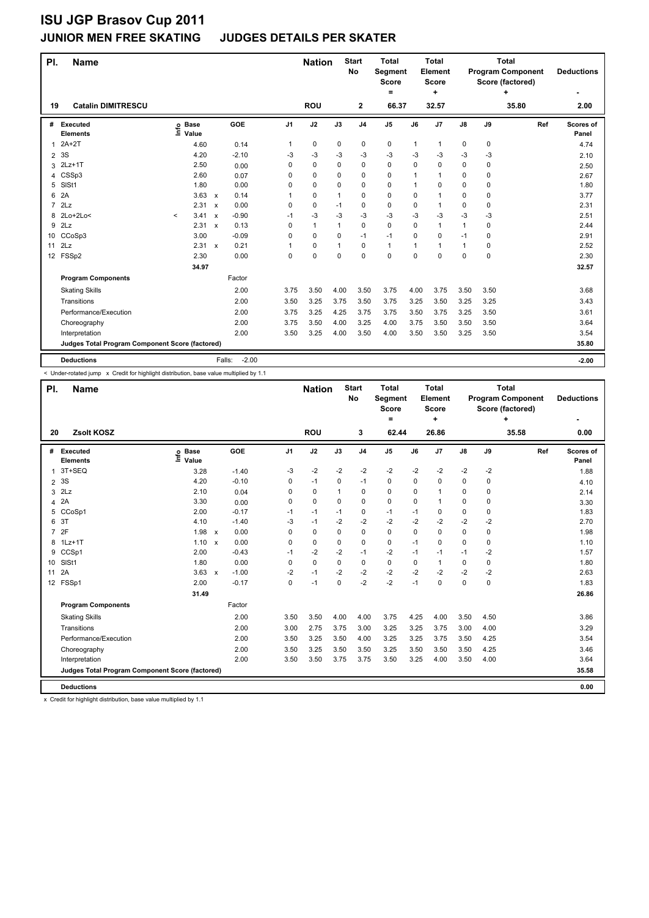# ISU JGP Brasov Cup 2011

## JUNIOR MEN FREE SKATING JUDGES DETAILS PER SKATER

| Pl. | Name | Nation | Start No | Total Segment Score = | Total Element Score + | Total Program Component Score (factored) + | Deductions - |
|---|---|---|---|---|---|---|---|
| 19 | Catalin DIMITRESCU | ROU | 2 | 66.37 | 32.57 | 35.80 | 2.00 |

| # | Executed Elements | Info | Base Value | | GOE | J1 | J2 | J3 | J4 | J5 | J6 | J7 | J8 | J9 | Ref | Scores of Panel |
|---|---|---|---|---|---|---|---|---|---|---|---|---|---|---|---|---|
| 1 | 2A+2T | | 4.60 | | 0.14 | 1 | 0 | 0 | 0 | 0 | 1 | 1 | 0 | 0 | | 4.74 |
| 2 | 3S | | 4.20 | | -2.10 | -3 | -3 | -3 | -3 | -3 | -3 | -3 | -3 | -3 | | 2.10 |
| 3 | 2Lz+1T | | 2.50 | | 0.00 | 0 | 0 | 0 | 0 | 0 | 0 | 0 | 0 | 0 | | 2.50 |
| 4 | CSSp3 | | 2.60 | | 0.07 | 0 | 0 | 0 | 0 | 0 | 1 | 1 | 0 | 0 | | 2.67 |
| 5 | SlSt1 | | 1.80 | | 0.00 | 0 | 0 | 0 | 0 | 0 | 1 | 0 | 0 | 0 | | 1.80 |
| 6 | 2A | | 3.63 | x | 0.14 | 1 | 0 | 1 | 0 | 0 | 0 | 1 | 0 | 0 | | 3.77 |
| 7 | 2Lz | | 2.31 | x | 0.00 | 0 | 0 | -1 | 0 | 0 | 0 | 1 | 0 | 0 | | 2.31 |
| 8 | 2Lo+2Lo< | < | 3.41 | x | -0.90 | -1 | -3 | -3 | -3 | -3 | -3 | -3 | -3 | -3 | | 2.51 |
| 9 | 2Lz | | 2.31 | x | 0.13 | 0 | 1 | 1 | 0 | 0 | 0 | 1 | 1 | 0 | | 2.44 |
| 10 | CCoSp3 | | 3.00 | | -0.09 | 0 | 0 | 0 | -1 | -1 | 0 | 0 | -1 | 0 | | 2.91 |
| 11 | 2Lz | | 2.31 | x | 0.21 | 1 | 0 | 1 | 0 | 1 | 1 | 1 | 1 | 0 | | 2.52 |
| 12 | FSSp2 | | 2.30 | | 0.00 | 0 | 0 | 0 | 0 | 0 | 0 | 0 | 0 | 0 | | 2.30 |
| | | | 34.97 | | | | | | | | | | | | | 32.57 |
| | **Program Components** | | | | Factor | | | | | | | | | | | |
| | Skating Skills | | | | 2.00 | 3.75 | 3.50 | 4.00 | 3.50 | 3.75 | 4.00 | 3.75 | 3.50 | 3.50 | | 3.68 |
| | Transitions | | | | 2.00 | 3.50 | 3.25 | 3.75 | 3.50 | 3.75 | 3.25 | 3.50 | 3.25 | 3.25 | | 3.43 |
| | Performance/Execution | | | | 2.00 | 3.75 | 3.25 | 4.25 | 3.75 | 3.75 | 3.50 | 3.75 | 3.25 | 3.50 | | 3.61 |
| | Choreography | | | | 2.00 | 3.75 | 3.50 | 4.00 | 3.25 | 4.00 | 3.75 | 3.50 | 3.50 | 3.50 | | 3.64 |
| | Interpretation | | | | 2.00 | 3.50 | 3.25 | 4.00 | 3.50 | 4.00 | 3.50 | 3.50 | 3.25 | 3.50 | | 3.54 |
| | **Judges Total Program Component Score (factored)** | | | | | | | | | | | | | | | 35.80 |
| | **Deductions** | | | | Falls: -2.00 | | | | | | | | | | | -2.00 |

< Under-rotated jump x Credit for highlight distribution, base value multiplied by 1.1

| Pl. | Name | Nation | Start No | Total Segment Score = | Total Element Score + | Total Program Component Score (factored) + | Deductions - |
|---|---|---|---|---|---|---|---|
| 20 | Zsolt KOSZ | ROU | 3 | 62.44 | 26.86 | 35.58 | 0.00 |

| # | Executed Elements | Info | Base Value | | GOE | J1 | J2 | J3 | J4 | J5 | J6 | J7 | J8 | J9 | Ref | Scores of Panel |
|---|---|---|---|---|---|---|---|---|---|---|---|---|---|---|---|---|
| 1 | 3T+SEQ | | 3.28 | | -1.40 | -3 | -2 | -2 | -2 | -2 | -2 | -2 | -2 | -2 | | 1.88 |
| 2 | 3S | | 4.20 | | -0.10 | 0 | -1 | 0 | -1 | 0 | 0 | 0 | 0 | 0 | | 4.10 |
| 3 | 2Lz | | 2.10 | | 0.04 | 0 | 0 | 1 | 0 | 0 | 0 | 1 | 0 | 0 | | 2.14 |
| 4 | 2A | | 3.30 | | 0.00 | 0 | 0 | 0 | 0 | 0 | 0 | 1 | 0 | 0 | | 3.30 |
| 5 | CCoSp1 | | 2.00 | | -0.17 | -1 | -1 | -1 | 0 | -1 | -1 | 0 | 0 | 0 | | 1.83 |
| 6 | 3T | | 4.10 | | -1.40 | -3 | -1 | -2 | -2 | -2 | -2 | -2 | -2 | -2 | | 2.70 |
| 7 | 2F | | 1.98 | x | 0.00 | 0 | 0 | 0 | 0 | 0 | 0 | 0 | 0 | 0 | | 1.98 |
| 8 | 1Lz+1T | | 1.10 | x | 0.00 | 0 | 0 | 0 | 0 | 0 | -1 | 0 | 0 | 0 | | 1.10 |
| 9 | CCSp1 | | 2.00 | | -0.43 | -1 | -2 | -2 | -1 | -2 | -1 | -1 | -1 | -2 | | 1.57 |
| 10 | SlSt1 | | 1.80 | | 0.00 | 0 | 0 | 0 | 0 | 0 | 0 | 1 | 0 | 0 | | 1.80 |
| 11 | 2A | | 3.63 | x | -1.00 | -2 | -1 | -2 | -2 | -2 | -2 | -2 | -2 | -2 | | 2.63 |
| 12 | FSSp1 | | 2.00 | | -0.17 | 0 | -1 | 0 | -2 | -2 | -1 | 0 | 0 | 0 | | 1.83 |
| | | | 31.49 | | | | | | | | | | | | | 26.86 |
| | **Program Components** | | | | Factor | | | | | | | | | | | |
| | Skating Skills | | | | 2.00 | 3.50 | 3.50 | 4.00 | 4.00 | 3.75 | 4.25 | 4.00 | 3.50 | 4.50 | | 3.86 |
| | Transitions | | | | 2.00 | 3.00 | 2.75 | 3.75 | 3.00 | 3.25 | 3.25 | 3.75 | 3.00 | 4.00 | | 3.29 |
| | Performance/Execution | | | | 2.00 | 3.50 | 3.25 | 3.50 | 4.00 | 3.25 | 3.25 | 3.75 | 3.50 | 4.25 | | 3.54 |
| | Choreography | | | | 2.00 | 3.50 | 3.25 | 3.50 | 3.50 | 3.25 | 3.50 | 3.50 | 3.50 | 4.25 | | 3.46 |
| | Interpretation | | | | 2.00 | 3.50 | 3.50 | 3.75 | 3.75 | 3.50 | 3.25 | 4.00 | 3.50 | 4.00 | | 3.64 |
| | **Judges Total Program Component Score (factored)** | | | | | | | | | | | | | | | 35.58 |
| | **Deductions** | | | | | | | | | | | | | | | 0.00 |

x Credit for highlight distribution, base value multiplied by 1.1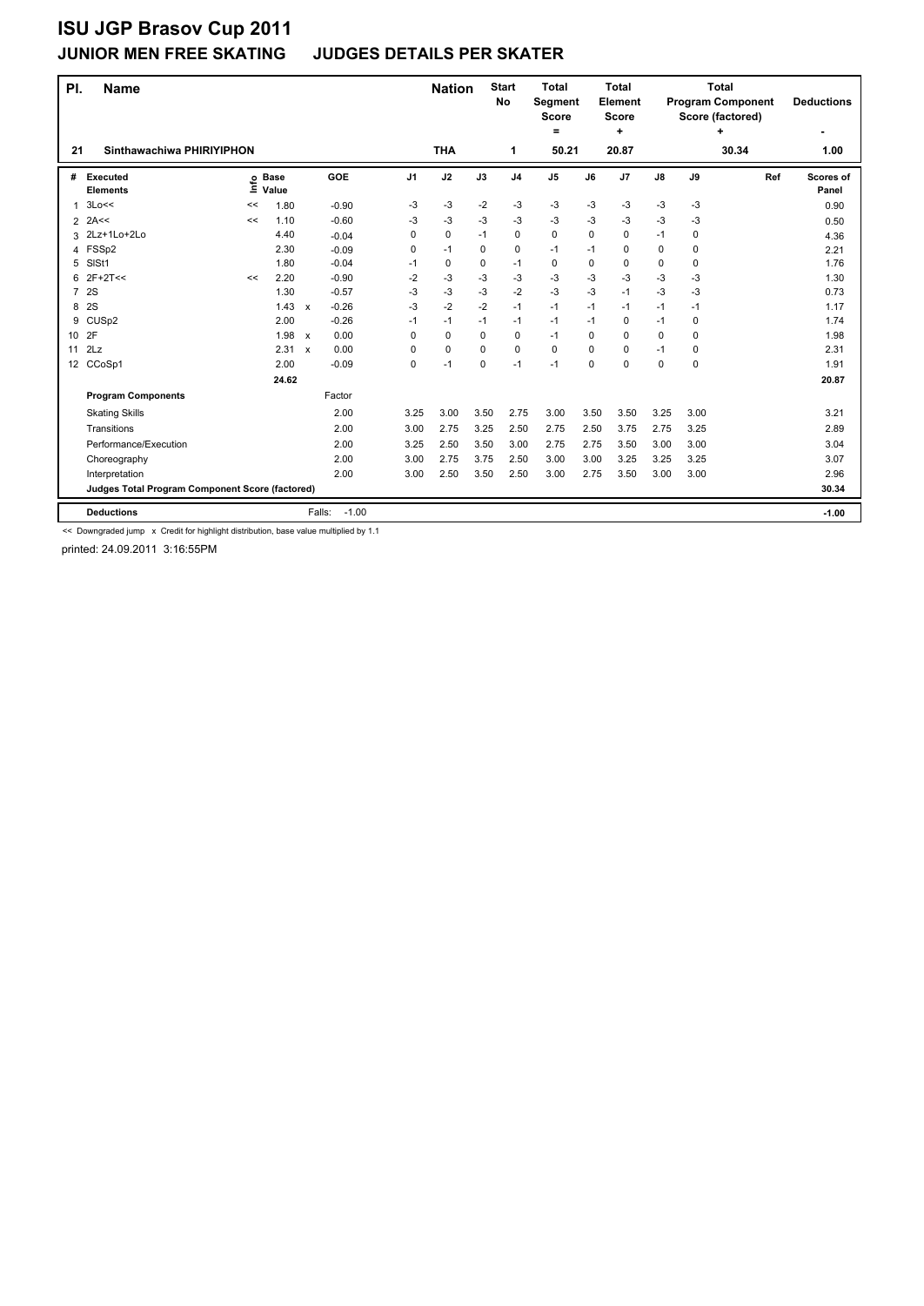# ISU JGP Brasov Cup 2011

## JUNIOR MEN FREE SKATING JUDGES DETAILS PER SKATER

| Pl. | Name | Nation | Start No | Total Segment Score = | Total Element Score + | Total Program Component Score (factored) + | Deductions - |
|---|---|---|---|---|---|---|---|
| 21 | Sinthawachiwa PHIRIYIPHON | THA | 1 | 50.21 | 20.87 | 30.34 | 1.00 |

| # | Executed Elements | Info | Base Value | | GOE | J1 | J2 | J3 | J4 | J5 | J6 | J7 | J8 | J9 | Ref | Scores of Panel |
|---|---|---|---|---|---|---|---|---|---|---|---|---|---|---|---|---|
| 1 | 3Lo<< | << | 1.80 | | -0.90 | -3 | -3 | -2 | -3 | -3 | -3 | -3 | -3 | -3 | | 0.90 |
| 2 | 2A<< | << | 1.10 | | -0.60 | -3 | -3 | -3 | -3 | -3 | -3 | -3 | -3 | -3 | | 0.50 |
| 3 | 2Lz+1Lo+2Lo | | 4.40 | | -0.04 | 0 | 0 | -1 | 0 | 0 | 0 | 0 | -1 | 0 | | 4.36 |
| 4 | FSSp2 | | 2.30 | | -0.09 | 0 | -1 | 0 | 0 | -1 | -1 | 0 | 0 | 0 | | 2.21 |
| 5 | SlSt1 | | 1.80 | | -0.04 | -1 | 0 | 0 | -1 | 0 | 0 | 0 | 0 | 0 | | 1.76 |
| 6 | 2F+2T<< | << | 2.20 | | -0.90 | -2 | -3 | -3 | -3 | -3 | -3 | -3 | -3 | -3 | | 1.30 |
| 7 | 2S | | 1.30 | | -0.57 | -3 | -3 | -3 | -2 | -3 | -3 | -1 | -3 | -3 | | 0.73 |
| 8 | 2S | | 1.43 | x | -0.26 | -3 | -2 | -2 | -1 | -1 | -1 | -1 | -1 | -1 | | 1.17 |
| 9 | CUSp2 | | 2.00 | | -0.26 | -1 | -1 | -1 | -1 | -1 | -1 | 0 | -1 | 0 | | 1.74 |
| 10 | 2F | | 1.98 | x | 0.00 | 0 | 0 | 0 | 0 | -1 | 0 | 0 | 0 | 0 | | 1.98 |
| 11 | 2Lz | | 2.31 | x | 0.00 | 0 | 0 | 0 | 0 | 0 | 0 | 0 | -1 | 0 | | 2.31 |
| 12 | CCoSp1 | | 2.00 | | -0.09 | 0 | -1 | 0 | -1 | -1 | 0 | 0 | 0 | 0 | | 1.91 |
| | | | 24.62 | | | | | | | | | | | | | 20.87 |
| | **Program Components** | | | | Factor | | | | | | | | | | | |
| | Skating Skills | | | | 2.00 | 3.25 | 3.00 | 3.50 | 2.75 | 3.00 | 3.50 | 3.50 | 3.25 | 3.00 | | 3.21 |
| | Transitions | | | | 2.00 | 3.00 | 2.75 | 3.25 | 2.50 | 2.75 | 2.50 | 3.75 | 2.75 | 3.25 | | 2.89 |
| | Performance/Execution | | | | 2.00 | 3.25 | 2.50 | 3.50 | 3.00 | 2.75 | 2.75 | 3.50 | 3.00 | 3.00 | | 3.04 |
| | Choreography | | | | 2.00 | 3.00 | 2.75 | 3.75 | 2.50 | 3.00 | 3.00 | 3.25 | 3.25 | 3.25 | | 3.07 |
| | Interpretation | | | | 2.00 | 3.00 | 2.50 | 3.50 | 2.50 | 3.00 | 2.75 | 3.50 | 3.00 | 3.00 | | 2.96 |
| | **Judges Total Program Component Score (factored)** | | | | | | | | | | | | | | | 30.34 |
| | **Deductions** | | | Falls: | -1.00 | | | | | | | | | | | -1.00 |

<< Downgraded jump x Credit for highlight distribution, base value multiplied by 1.1

printed: 24.09.2011 3:16:55PM